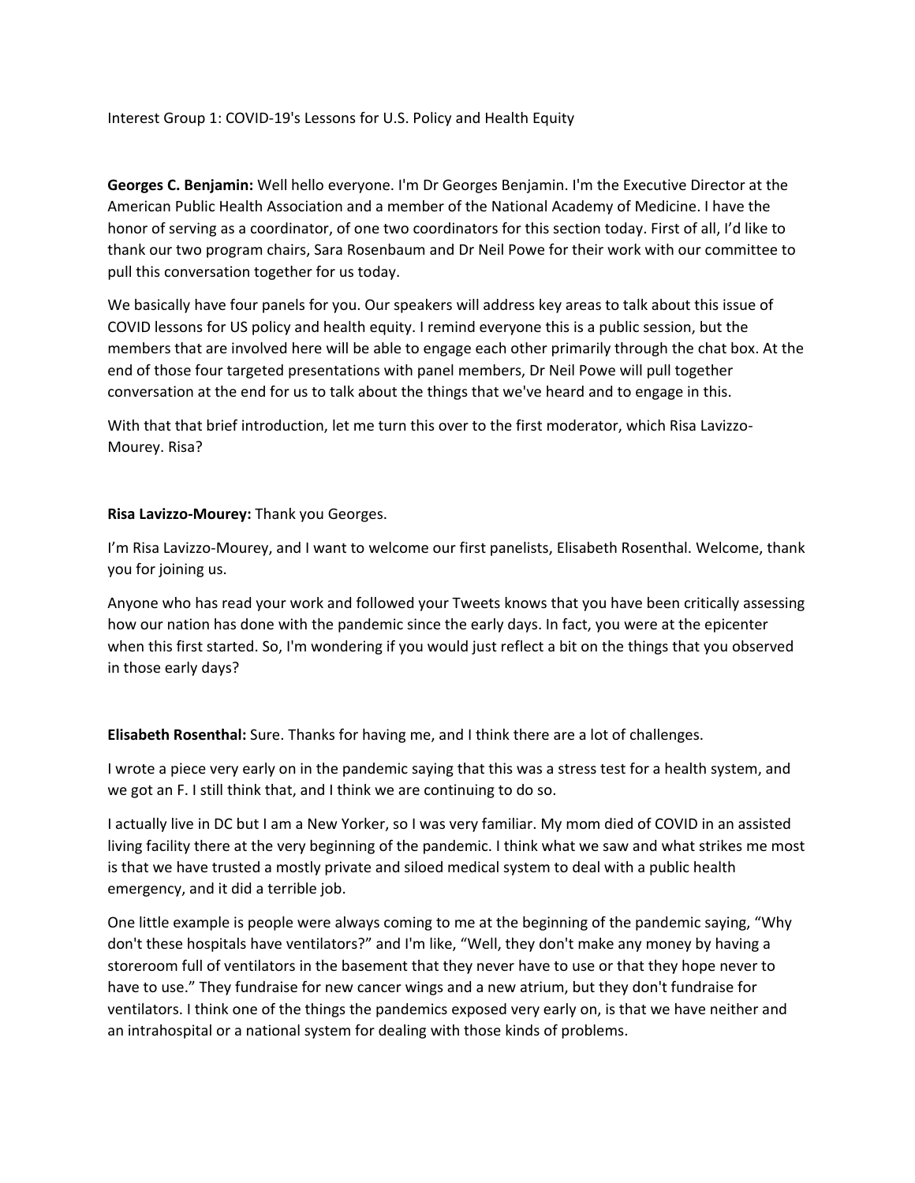Interest Group 1: COVID-19's Lessons for U.S. Policy and Health Equity

**Georges C. Benjamin:** Well hello everyone. I'm Dr Georges Benjamin. I'm the Executive Director at the American Public Health Association and a member of the National Academy of Medicine. I have the honor of serving as a coordinator, of one two coordinators for this section today. First of all, I'd like to thank our two program chairs, Sara Rosenbaum and Dr Neil Powe for their work with our committee to pull this conversation together for us today.

We basically have four panels for you. Our speakers will address key areas to talk about this issue of COVID lessons for US policy and health equity. I remind everyone this is a public session, but the members that are involved here will be able to engage each other primarily through the chat box. At the end of those four targeted presentations with panel members, Dr Neil Powe will pull together conversation at the end for us to talk about the things that we've heard and to engage in this.

With that that brief introduction, let me turn this over to the first moderator, which Risa Lavizzo-Mourey. Risa?

**Risa Lavizzo-Mourey:** Thank you Georges.

I'm Risa Lavizzo-Mourey, and I want to welcome our first panelists, Elisabeth Rosenthal. Welcome, thank you for joining us.

Anyone who has read your work and followed your Tweets knows that you have been critically assessing how our nation has done with the pandemic since the early days. In fact, you were at the epicenter when this first started. So, I'm wondering if you would just reflect a bit on the things that you observed in those early days?

**Elisabeth Rosenthal:** Sure. Thanks for having me, and I think there are a lot of challenges.

I wrote a piece very early on in the pandemic saying that this was a stress test for a health system, and we got an F. I still think that, and I think we are continuing to do so.

I actually live in DC but I am a New Yorker, so I was very familiar. My mom died of COVID in an assisted living facility there at the very beginning of the pandemic. I think what we saw and what strikes me most is that we have trusted a mostly private and siloed medical system to deal with a public health emergency, and it did a terrible job.

One little example is people were always coming to me at the beginning of the pandemic saying, "Why don't these hospitals have ventilators?" and I'm like, "Well, they don't make any money by having a storeroom full of ventilators in the basement that they never have to use or that they hope never to have to use." They fundraise for new cancer wings and a new atrium, but they don't fundraise for ventilators. I think one of the things the pandemics exposed very early on, is that we have neither and an intrahospital or a national system for dealing with those kinds of problems.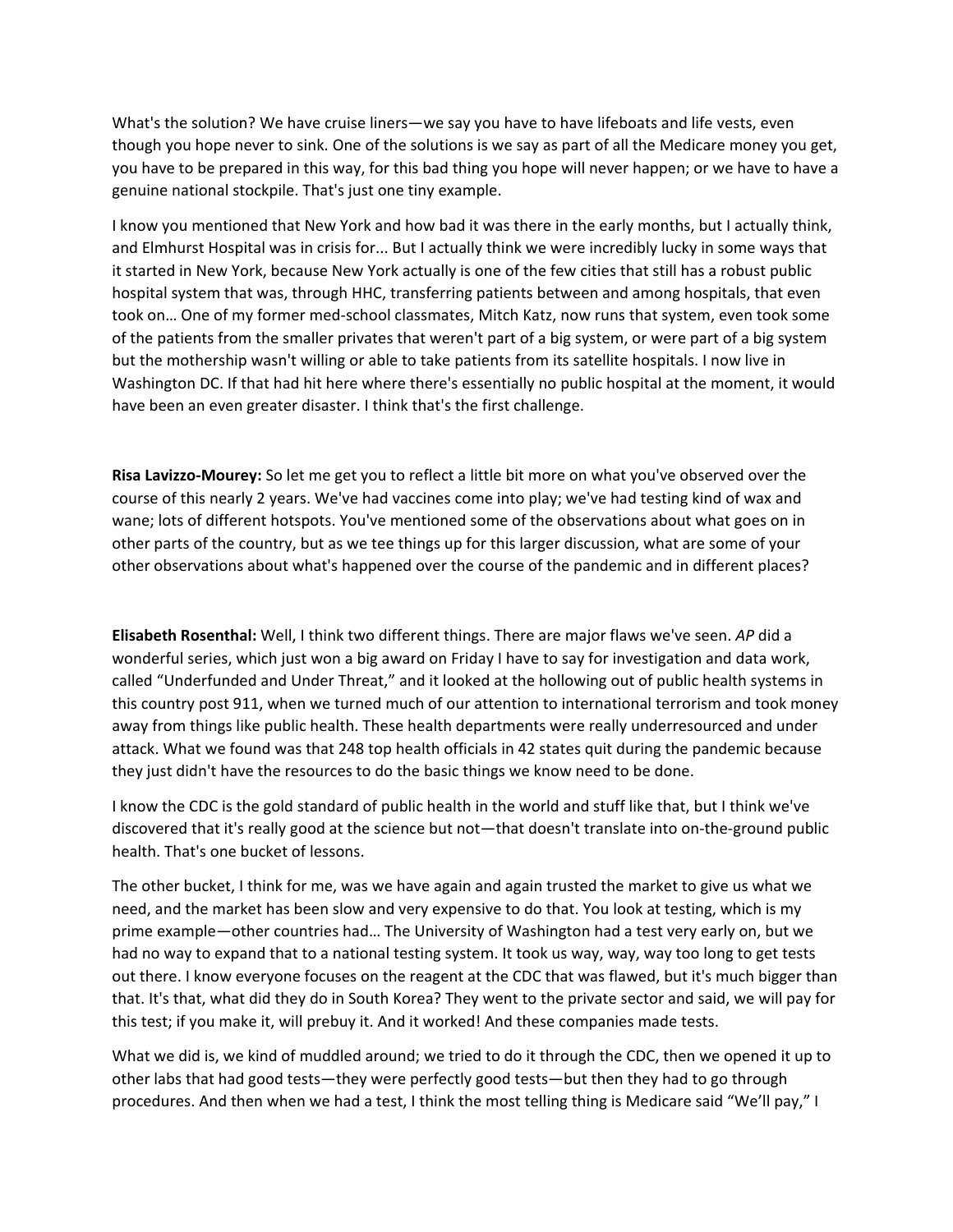What's the solution? We have cruise liners—we say you have to have lifeboats and life vests, even though you hope never to sink. One of the solutions is we say as part of all the Medicare money you get, you have to be prepared in this way, for this bad thing you hope will never happen; or we have to have a genuine national stockpile. That's just one tiny example.

I know you mentioned that New York and how bad it was there in the early months, but I actually think, and Elmhurst Hospital was in crisis for... But I actually think we were incredibly lucky in some ways that it started in New York, because New York actually is one of the few cities that still has a robust public hospital system that was, through HHC, transferring patients between and among hospitals, that even took on… One of my former med-school classmates, Mitch Katz, now runs that system, even took some of the patients from the smaller privates that weren't part of a big system, or were part of a big system but the mothership wasn't willing or able to take patients from its satellite hospitals. I now live in Washington DC. If that had hit here where there's essentially no public hospital at the moment, it would have been an even greater disaster. I think that's the first challenge.

**Risa Lavizzo-Mourey:** So let me get you to reflect a little bit more on what you've observed over the course of this nearly 2 years. We've had vaccines come into play; we've had testing kind of wax and wane; lots of different hotspots. You've mentioned some of the observations about what goes on in other parts of the country, but as we tee things up for this larger discussion, what are some of your other observations about what's happened over the course of the pandemic and in different places?

**Elisabeth Rosenthal:** Well, I think two different things. There are major flaws we've seen. *AP* did a wonderful series, which just won a big award on Friday I have to say for investigation and data work, called "Underfunded and Under Threat," and it looked at the hollowing out of public health systems in this country post 911, when we turned much of our attention to international terrorism and took money away from things like public health. These health departments were really underresourced and under attack. What we found was that 248 top health officials in 42 states quit during the pandemic because they just didn't have the resources to do the basic things we know need to be done.

I know the CDC is the gold standard of public health in the world and stuff like that, but I think we've discovered that it's really good at the science but not—that doesn't translate into on-the-ground public health. That's one bucket of lessons.

The other bucket, I think for me, was we have again and again trusted the market to give us what we need, and the market has been slow and very expensive to do that. You look at testing, which is my prime example—other countries had… The University of Washington had a test very early on, but we had no way to expand that to a national testing system. It took us way, way, way too long to get tests out there. I know everyone focuses on the reagent at the CDC that was flawed, but it's much bigger than that. It's that, what did they do in South Korea? They went to the private sector and said, we will pay for this test; if you make it, will prebuy it. And it worked! And these companies made tests.

What we did is, we kind of muddled around; we tried to do it through the CDC, then we opened it up to other labs that had good tests—they were perfectly good tests—but then they had to go through procedures. And then when we had a test, I think the most telling thing is Medicare said "We'll pay," I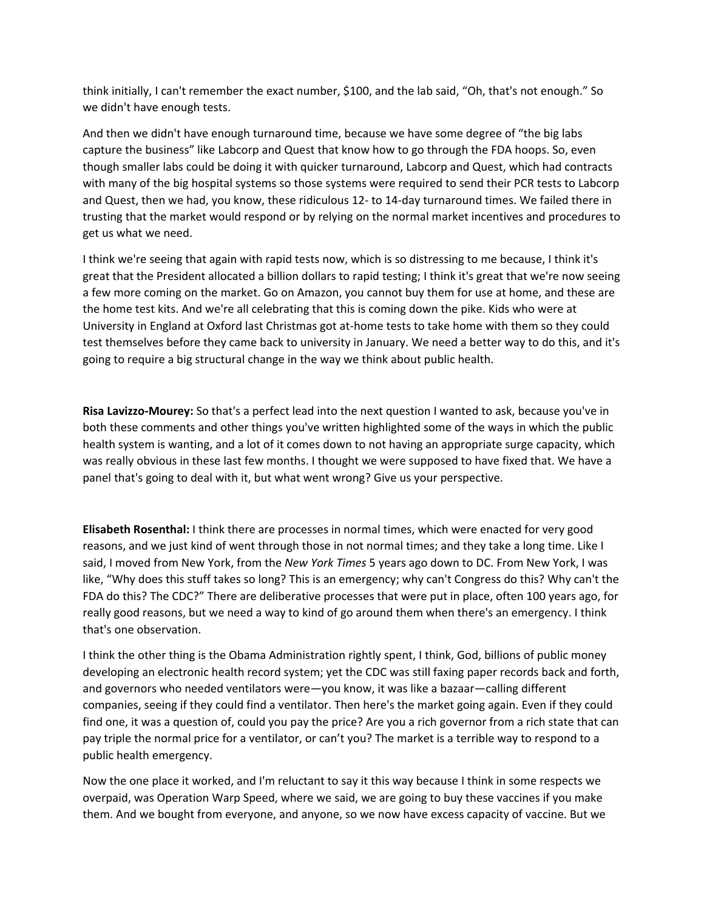think initially, I can't remember the exact number, $100, and the lab said, "Oh, that's not enough." So we didn't have enough tests.

And then we didn't have enough turnaround time, because we have some degree of "the big labs capture the business" like Labcorp and Quest that know how to go through the FDA hoops. So, even though smaller labs could be doing it with quicker turnaround, Labcorp and Quest, which had contracts with many of the big hospital systems so those systems were required to send their PCR tests to Labcorp and Quest, then we had, you know, these ridiculous 12- to 14-day turnaround times. We failed there in trusting that the market would respond or by relying on the normal market incentives and procedures to get us what we need.

I think we're seeing that again with rapid tests now, which is so distressing to me because, I think it's great that the President allocated a billion dollars to rapid testing; I think it's great that we're now seeing a few more coming on the market. Go on Amazon, you cannot buy them for use at home, and these are the home test kits. And we're all celebrating that this is coming down the pike. Kids who were at University in England at Oxford last Christmas got at-home tests to take home with them so they could test themselves before they came back to university in January. We need a better way to do this, and it's going to require a big structural change in the way we think about public health.

**Risa Lavizzo-Mourey:** So that's a perfect lead into the next question I wanted to ask, because you've in both these comments and other things you've written highlighted some of the ways in which the public health system is wanting, and a lot of it comes down to not having an appropriate surge capacity, which was really obvious in these last few months. I thought we were supposed to have fixed that. We have a panel that's going to deal with it, but what went wrong? Give us your perspective.

**Elisabeth Rosenthal:** I think there are processes in normal times, which were enacted for very good reasons, and we just kind of went through those in not normal times; and they take a long time. Like I said, I moved from New York, from the *New York Times* 5 years ago down to DC. From New York, I was like, "Why does this stuff takes so long? This is an emergency; why can't Congress do this? Why can't the FDA do this? The CDC?" There are deliberative processes that were put in place, often 100 years ago, for really good reasons, but we need a way to kind of go around them when there's an emergency. I think that's one observation.

I think the other thing is the Obama Administration rightly spent, I think, God, billions of public money developing an electronic health record system; yet the CDC was still faxing paper records back and forth, and governors who needed ventilators were—you know, it was like a bazaar—calling different companies, seeing if they could find a ventilator. Then here's the market going again. Even if they could find one, it was a question of, could you pay the price? Are you a rich governor from a rich state that can pay triple the normal price for a ventilator, or can't you? The market is a terrible way to respond to a public health emergency.

Now the one place it worked, and I'm reluctant to say it this way because I think in some respects we overpaid, was Operation Warp Speed, where we said, we are going to buy these vaccines if you make them. And we bought from everyone, and anyone, so we now have excess capacity of vaccine. But we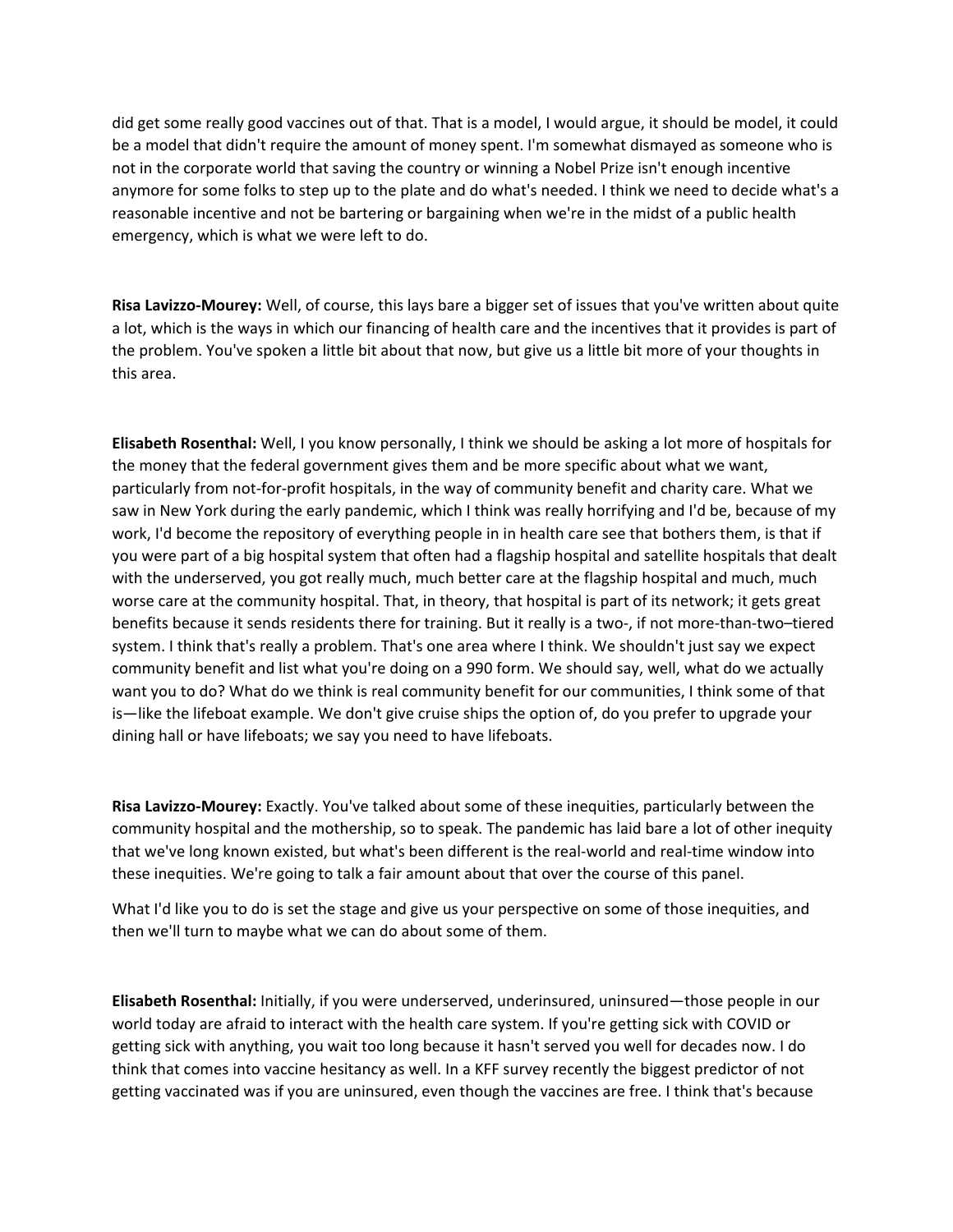did get some really good vaccines out of that. That is a model, I would argue, it should be model, it could be a model that didn't require the amount of money spent. I'm somewhat dismayed as someone who is not in the corporate world that saving the country or winning a Nobel Prize isn't enough incentive anymore for some folks to step up to the plate and do what's needed. I think we need to decide what's a reasonable incentive and not be bartering or bargaining when we're in the midst of a public health emergency, which is what we were left to do.

**Risa Lavizzo-Mourey:** Well, of course, this lays bare a bigger set of issues that you've written about quite a lot, which is the ways in which our financing of health care and the incentives that it provides is part of the problem. You've spoken a little bit about that now, but give us a little bit more of your thoughts in this area.

**Elisabeth Rosenthal:** Well, I you know personally, I think we should be asking a lot more of hospitals for the money that the federal government gives them and be more specific about what we want, particularly from not-for-profit hospitals, in the way of community benefit and charity care. What we saw in New York during the early pandemic, which I think was really horrifying and I'd be, because of my work, I'd become the repository of everything people in in health care see that bothers them, is that if you were part of a big hospital system that often had a flagship hospital and satellite hospitals that dealt with the underserved, you got really much, much better care at the flagship hospital and much, much worse care at the community hospital. That, in theory, that hospital is part of its network; it gets great benefits because it sends residents there for training. But it really is a two-, if not more-than-two–tiered system. I think that's really a problem. That's one area where I think. We shouldn't just say we expect community benefit and list what you're doing on a 990 form. We should say, well, what do we actually want you to do? What do we think is real community benefit for our communities, I think some of that is—like the lifeboat example. We don't give cruise ships the option of, do you prefer to upgrade your dining hall or have lifeboats; we say you need to have lifeboats.

**Risa Lavizzo-Mourey:** Exactly. You've talked about some of these inequities, particularly between the community hospital and the mothership, so to speak. The pandemic has laid bare a lot of other inequity that we've long known existed, but what's been different is the real-world and real-time window into these inequities. We're going to talk a fair amount about that over the course of this panel.

What I'd like you to do is set the stage and give us your perspective on some of those inequities, and then we'll turn to maybe what we can do about some of them.

**Elisabeth Rosenthal:** Initially, if you were underserved, underinsured, uninsured—those people in our world today are afraid to interact with the health care system. If you're getting sick with COVID or getting sick with anything, you wait too long because it hasn't served you well for decades now. I do think that comes into vaccine hesitancy as well. In a KFF survey recently the biggest predictor of not getting vaccinated was if you are uninsured, even though the vaccines are free. I think that's because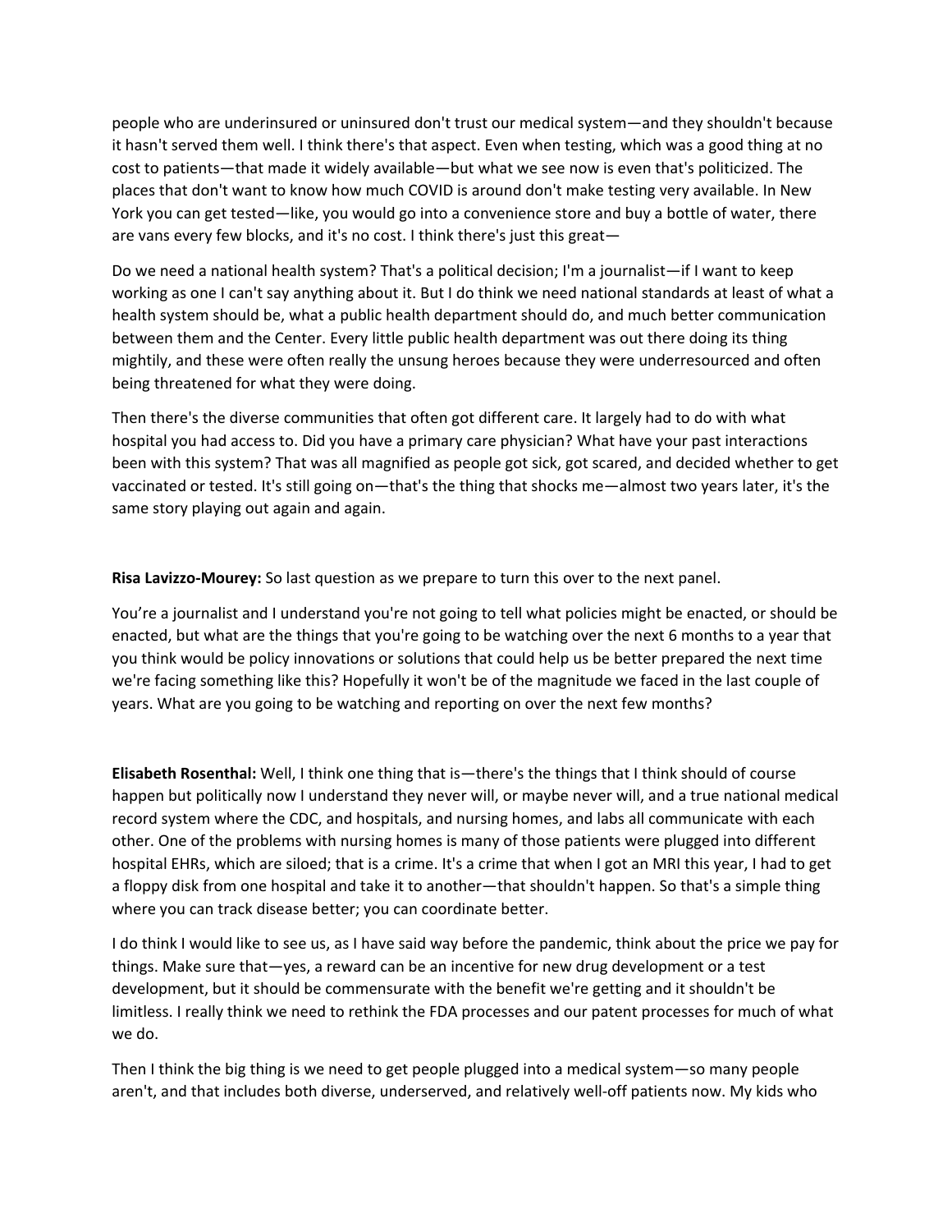people who are underinsured or uninsured don't trust our medical system—and they shouldn't because it hasn't served them well. I think there's that aspect. Even when testing, which was a good thing at no cost to patients—that made it widely available—but what we see now is even that's politicized. The places that don't want to know how much COVID is around don't make testing very available. In New York you can get tested—like, you would go into a convenience store and buy a bottle of water, there are vans every few blocks, and it's no cost. I think there's just this great—

Do we need a national health system? That's a political decision; I'm a journalist—if I want to keep working as one I can't say anything about it. But I do think we need national standards at least of what a health system should be, what a public health department should do, and much better communication between them and the Center. Every little public health department was out there doing its thing mightily, and these were often really the unsung heroes because they were underresourced and often being threatened for what they were doing.

Then there's the diverse communities that often got different care. It largely had to do with what hospital you had access to. Did you have a primary care physician? What have your past interactions been with this system? That was all magnified as people got sick, got scared, and decided whether to get vaccinated or tested. It's still going on—that's the thing that shocks me—almost two years later, it's the same story playing out again and again.

**Risa Lavizzo-Mourey:** So last question as we prepare to turn this over to the next panel.

You're a journalist and I understand you're not going to tell what policies might be enacted, or should be enacted, but what are the things that you're going to be watching over the next 6 months to a year that you think would be policy innovations or solutions that could help us be better prepared the next time we're facing something like this? Hopefully it won't be of the magnitude we faced in the last couple of years. What are you going to be watching and reporting on over the next few months?

**Elisabeth Rosenthal:** Well, I think one thing that is—there's the things that I think should of course happen but politically now I understand they never will, or maybe never will, and a true national medical record system where the CDC, and hospitals, and nursing homes, and labs all communicate with each other. One of the problems with nursing homes is many of those patients were plugged into different hospital EHRs, which are siloed; that is a crime. It's a crime that when I got an MRI this year, I had to get a floppy disk from one hospital and take it to another—that shouldn't happen. So that's a simple thing where you can track disease better; you can coordinate better.

I do think I would like to see us, as I have said way before the pandemic, think about the price we pay for things. Make sure that—yes, a reward can be an incentive for new drug development or a test development, but it should be commensurate with the benefit we're getting and it shouldn't be limitless. I really think we need to rethink the FDA processes and our patent processes for much of what we do.

Then I think the big thing is we need to get people plugged into a medical system—so many people aren't, and that includes both diverse, underserved, and relatively well-off patients now. My kids who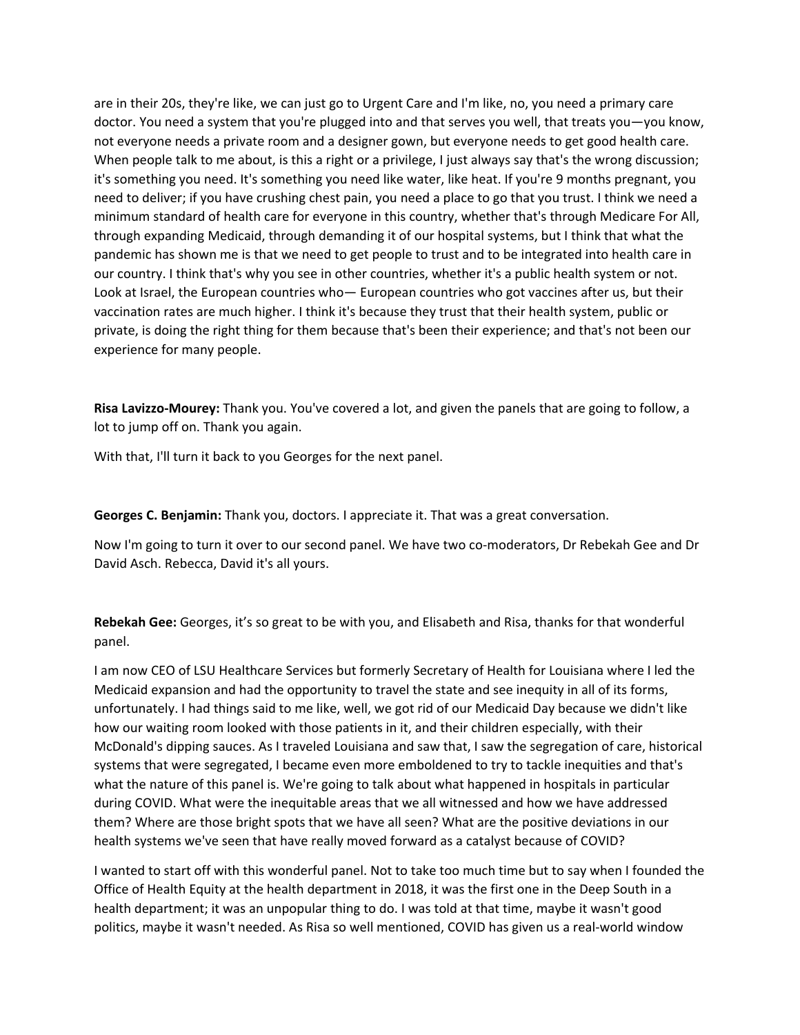are in their 20s, they're like, we can just go to Urgent Care and I'm like, no, you need a primary care doctor. You need a system that you're plugged into and that serves you well, that treats you—you know, not everyone needs a private room and a designer gown, but everyone needs to get good health care. When people talk to me about, is this a right or a privilege, I just always say that's the wrong discussion; it's something you need. It's something you need like water, like heat. If you're 9 months pregnant, you need to deliver; if you have crushing chest pain, you need a place to go that you trust. I think we need a minimum standard of health care for everyone in this country, whether that's through Medicare For All, through expanding Medicaid, through demanding it of our hospital systems, but I think that what the pandemic has shown me is that we need to get people to trust and to be integrated into health care in our country. I think that's why you see in other countries, whether it's a public health system or not. Look at Israel, the European countries who— European countries who got vaccines after us, but their vaccination rates are much higher. I think it's because they trust that their health system, public or private, is doing the right thing for them because that's been their experience; and that's not been our experience for many people.

**Risa Lavizzo-Mourey:** Thank you. You've covered a lot, and given the panels that are going to follow, a lot to jump off on. Thank you again.

With that, I'll turn it back to you Georges for the next panel.

**Georges C. Benjamin:** Thank you, doctors. I appreciate it. That was a great conversation.

Now I'm going to turn it over to our second panel. We have two co-moderators, Dr Rebekah Gee and Dr David Asch. Rebecca, David it's all yours.

**Rebekah Gee:** Georges, it's so great to be with you, and Elisabeth and Risa, thanks for that wonderful panel.

I am now CEO of LSU Healthcare Services but formerly Secretary of Health for Louisiana where I led the Medicaid expansion and had the opportunity to travel the state and see inequity in all of its forms, unfortunately. I had things said to me like, well, we got rid of our Medicaid Day because we didn't like how our waiting room looked with those patients in it, and their children especially, with their McDonald's dipping sauces. As I traveled Louisiana and saw that, I saw the segregation of care, historical systems that were segregated, I became even more emboldened to try to tackle inequities and that's what the nature of this panel is. We're going to talk about what happened in hospitals in particular during COVID. What were the inequitable areas that we all witnessed and how we have addressed them? Where are those bright spots that we have all seen? What are the positive deviations in our health systems we've seen that have really moved forward as a catalyst because of COVID?

I wanted to start off with this wonderful panel. Not to take too much time but to say when I founded the Office of Health Equity at the health department in 2018, it was the first one in the Deep South in a health department; it was an unpopular thing to do. I was told at that time, maybe it wasn't good politics, maybe it wasn't needed. As Risa so well mentioned, COVID has given us a real-world window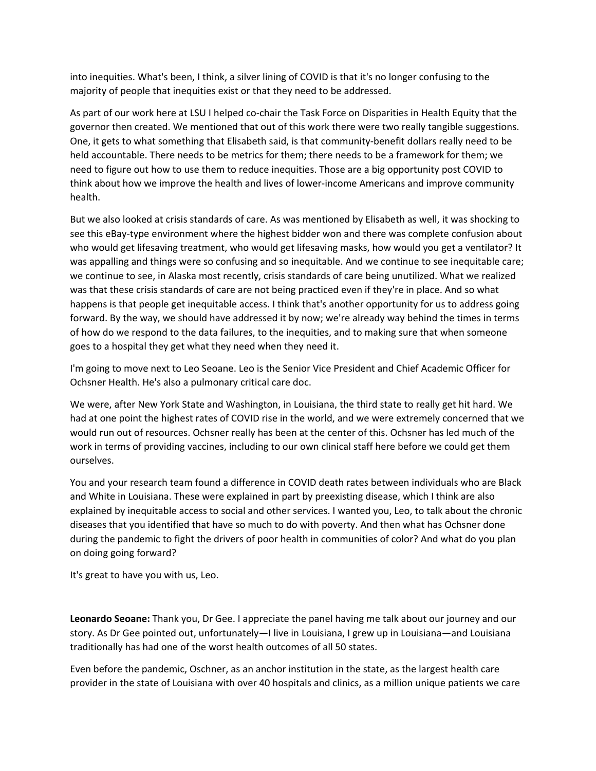into inequities. What's been, I think, a silver lining of COVID is that it's no longer confusing to the majority of people that inequities exist or that they need to be addressed.

As part of our work here at LSU I helped co-chair the Task Force on Disparities in Health Equity that the governor then created. We mentioned that out of this work there were two really tangible suggestions. One, it gets to what something that Elisabeth said, is that community-benefit dollars really need to be held accountable. There needs to be metrics for them; there needs to be a framework for them; we need to figure out how to use them to reduce inequities. Those are a big opportunity post COVID to think about how we improve the health and lives of lower-income Americans and improve community health.

But we also looked at crisis standards of care. As was mentioned by Elisabeth as well, it was shocking to see this eBay-type environment where the highest bidder won and there was complete confusion about who would get lifesaving treatment, who would get lifesaving masks, how would you get a ventilator? It was appalling and things were so confusing and so inequitable. And we continue to see inequitable care; we continue to see, in Alaska most recently, crisis standards of care being unutilized. What we realized was that these crisis standards of care are not being practiced even if they're in place. And so what happens is that people get inequitable access. I think that's another opportunity for us to address going forward. By the way, we should have addressed it by now; we're already way behind the times in terms of how do we respond to the data failures, to the inequities, and to making sure that when someone goes to a hospital they get what they need when they need it.

I'm going to move next to Leo Seoane. Leo is the Senior Vice President and Chief Academic Officer for Ochsner Health. He's also a pulmonary critical care doc.

We were, after New York State and Washington, in Louisiana, the third state to really get hit hard. We had at one point the highest rates of COVID rise in the world, and we were extremely concerned that we would run out of resources. Ochsner really has been at the center of this. Ochsner has led much of the work in terms of providing vaccines, including to our own clinical staff here before we could get them ourselves.

You and your research team found a difference in COVID death rates between individuals who are Black and White in Louisiana. These were explained in part by preexisting disease, which I think are also explained by inequitable access to social and other services. I wanted you, Leo, to talk about the chronic diseases that you identified that have so much to do with poverty. And then what has Ochsner done during the pandemic to fight the drivers of poor health in communities of color? And what do you plan on doing going forward?

It's great to have you with us, Leo.

**Leonardo Seoane:** Thank you, Dr Gee. I appreciate the panel having me talk about our journey and our story. As Dr Gee pointed out, unfortunately—I live in Louisiana, I grew up in Louisiana—and Louisiana traditionally has had one of the worst health outcomes of all 50 states.

Even before the pandemic, Oschner, as an anchor institution in the state, as the largest health care provider in the state of Louisiana with over 40 hospitals and clinics, as a million unique patients we care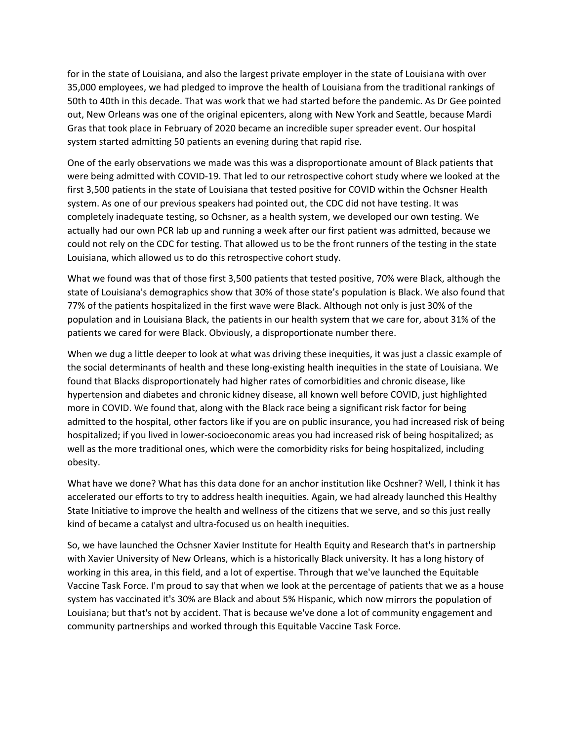for in the state of Louisiana, and also the largest private employer in the state of Louisiana with over 35,000 employees, we had pledged to improve the health of Louisiana from the traditional rankings of 50th to 40th in this decade. That was work that we had started before the pandemic. As Dr Gee pointed out, New Orleans was one of the original epicenters, along with New York and Seattle, because Mardi Gras that took place in February of 2020 became an incredible super spreader event. Our hospital system started admitting 50 patients an evening during that rapid rise.

One of the early observations we made was this was a disproportionate amount of Black patients that were being admitted with COVID-19. That led to our retrospective cohort study where we looked at the first 3,500 patients in the state of Louisiana that tested positive for COVID within the Ochsner Health system. As one of our previous speakers had pointed out, the CDC did not have testing. It was completely inadequate testing, so Ochsner, as a health system, we developed our own testing. We actually had our own PCR lab up and running a week after our first patient was admitted, because we could not rely on the CDC for testing. That allowed us to be the front runners of the testing in the state Louisiana, which allowed us to do this retrospective cohort study.

What we found was that of those first 3,500 patients that tested positive, 70% were Black, although the state of Louisiana's demographics show that 30% of those state's population is Black. We also found that 77% of the patients hospitalized in the first wave were Black. Although not only is just 30% of the population and in Louisiana Black, the patients in our health system that we care for, about 31% of the patients we cared for were Black. Obviously, a disproportionate number there.

When we dug a little deeper to look at what was driving these inequities, it was just a classic example of the social determinants of health and these long-existing health inequities in the state of Louisiana. We found that Blacks disproportionately had higher rates of comorbidities and chronic disease, like hypertension and diabetes and chronic kidney disease, all known well before COVID, just highlighted more in COVID. We found that, along with the Black race being a significant risk factor for being admitted to the hospital, other factors like if you are on public insurance, you had increased risk of being hospitalized; if you lived in lower-socioeconomic areas you had increased risk of being hospitalized; as well as the more traditional ones, which were the comorbidity risks for being hospitalized, including obesity.

What have we done? What has this data done for an anchor institution like Ocshner? Well, I think it has accelerated our efforts to try to address health inequities. Again, we had already launched this Healthy State Initiative to improve the health and wellness of the citizens that we serve, and so this just really kind of became a catalyst and ultra-focused us on health inequities.

So, we have launched the Ochsner Xavier Institute for Health Equity and Research that's in partnership with Xavier University of New Orleans, which is a historically Black university. It has a long history of working in this area, in this field, and a lot of expertise. Through that we've launched the Equitable Vaccine Task Force. I'm proud to say that when we look at the percentage of patients that we as a house system has vaccinated it's 30% are Black and about 5% Hispanic, which now mirrors the population of Louisiana; but that's not by accident. That is because we've done a lot of community engagement and community partnerships and worked through this Equitable Vaccine Task Force.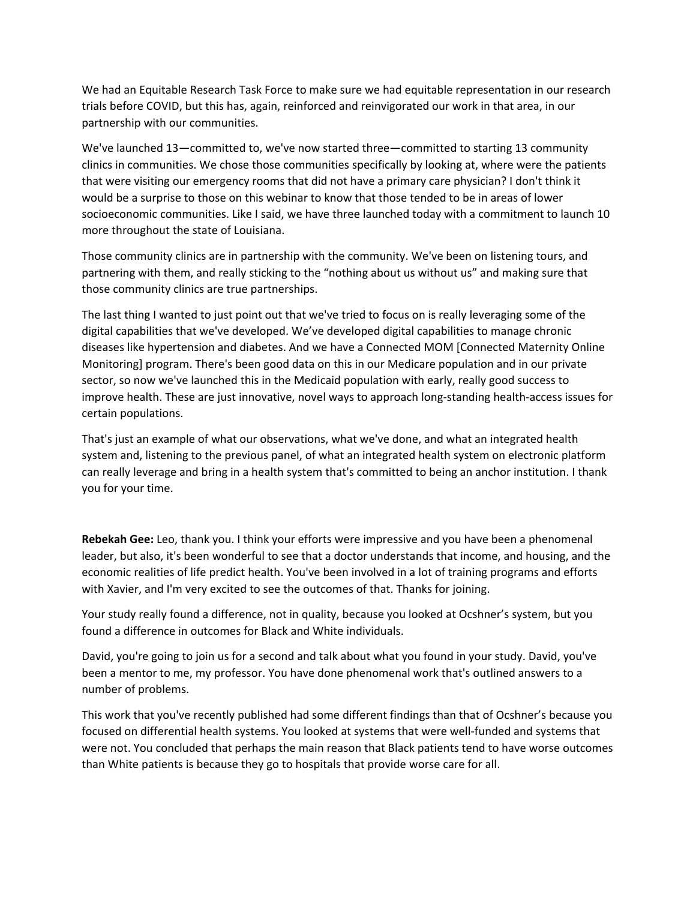We had an Equitable Research Task Force to make sure we had equitable representation in our research trials before COVID, but this has, again, reinforced and reinvigorated our work in that area, in our partnership with our communities.

We've launched 13—committed to, we've now started three—committed to starting 13 community clinics in communities. We chose those communities specifically by looking at, where were the patients that were visiting our emergency rooms that did not have a primary care physician? I don't think it would be a surprise to those on this webinar to know that those tended to be in areas of lower socioeconomic communities. Like I said, we have three launched today with a commitment to launch 10 more throughout the state of Louisiana.

Those community clinics are in partnership with the community. We've been on listening tours, and partnering with them, and really sticking to the "nothing about us without us" and making sure that those community clinics are true partnerships.

The last thing I wanted to just point out that we've tried to focus on is really leveraging some of the digital capabilities that we've developed. We've developed digital capabilities to manage chronic diseases like hypertension and diabetes. And we have a Connected MOM [Connected Maternity Online Monitoring] program. There's been good data on this in our Medicare population and in our private sector, so now we've launched this in the Medicaid population with early, really good success to improve health. These are just innovative, novel ways to approach long-standing health-access issues for certain populations.

That's just an example of what our observations, what we've done, and what an integrated health system and, listening to the previous panel, of what an integrated health system on electronic platform can really leverage and bring in a health system that's committed to being an anchor institution. I thank you for your time.

**Rebekah Gee:** Leo, thank you. I think your efforts were impressive and you have been a phenomenal leader, but also, it's been wonderful to see that a doctor understands that income, and housing, and the economic realities of life predict health. You've been involved in a lot of training programs and efforts with Xavier, and I'm very excited to see the outcomes of that. Thanks for joining.

Your study really found a difference, not in quality, because you looked at Ocshner's system, but you found a difference in outcomes for Black and White individuals.

David, you're going to join us for a second and talk about what you found in your study. David, you've been a mentor to me, my professor. You have done phenomenal work that's outlined answers to a number of problems.

This work that you've recently published had some different findings than that of Ocshner's because you focused on differential health systems. You looked at systems that were well-funded and systems that were not. You concluded that perhaps the main reason that Black patients tend to have worse outcomes than White patients is because they go to hospitals that provide worse care for all.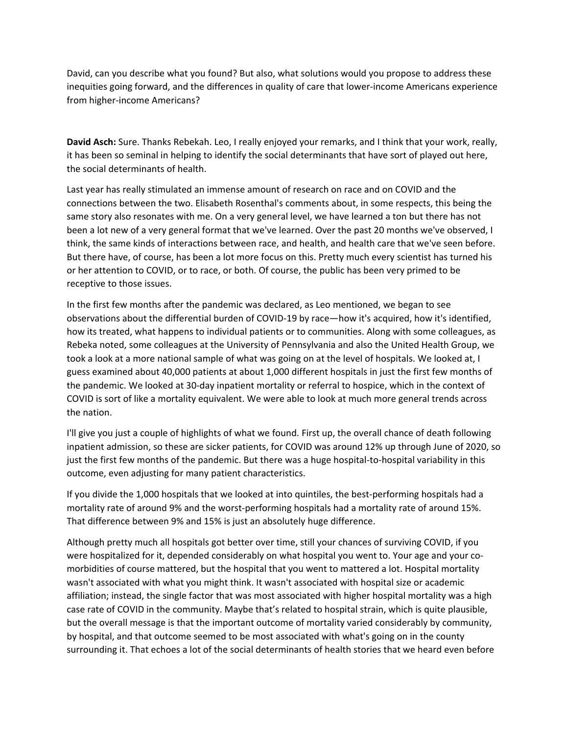David, can you describe what you found? But also, what solutions would you propose to address these inequities going forward, and the differences in quality of care that lower-income Americans experience from higher-income Americans?

**David Asch:** Sure. Thanks Rebekah. Leo, I really enjoyed your remarks, and I think that your work, really, it has been so seminal in helping to identify the social determinants that have sort of played out here, the social determinants of health.

Last year has really stimulated an immense amount of research on race and on COVID and the connections between the two. Elisabeth Rosenthal's comments about, in some respects, this being the same story also resonates with me. On a very general level, we have learned a ton but there has not been a lot new of a very general format that we've learned. Over the past 20 months we've observed, I think, the same kinds of interactions between race, and health, and health care that we've seen before. But there have, of course, has been a lot more focus on this. Pretty much every scientist has turned his or her attention to COVID, or to race, or both. Of course, the public has been very primed to be receptive to those issues.

In the first few months after the pandemic was declared, as Leo mentioned, we began to see observations about the differential burden of COVID-19 by race—how it's acquired, how it's identified, how its treated, what happens to individual patients or to communities. Along with some colleagues, as Rebeka noted, some colleagues at the University of Pennsylvania and also the United Health Group, we took a look at a more national sample of what was going on at the level of hospitals. We looked at, I guess examined about 40,000 patients at about 1,000 different hospitals in just the first few months of the pandemic. We looked at 30-day inpatient mortality or referral to hospice, which in the context of COVID is sort of like a mortality equivalent. We were able to look at much more general trends across the nation.

I'll give you just a couple of highlights of what we found. First up, the overall chance of death following inpatient admission, so these are sicker patients, for COVID was around 12% up through June of 2020, so just the first few months of the pandemic. But there was a huge hospital-to-hospital variability in this outcome, even adjusting for many patient characteristics.

If you divide the 1,000 hospitals that we looked at into quintiles, the best-performing hospitals had a mortality rate of around 9% and the worst-performing hospitals had a mortality rate of around 15%. That difference between 9% and 15% is just an absolutely huge difference.

Although pretty much all hospitals got better over time, still your chances of surviving COVID, if you were hospitalized for it, depended considerably on what hospital you went to. Your age and your co-morbidities of course mattered, but the hospital that you went to mattered a lot. Hospital mortality wasn't associated with what you might think. It wasn't associated with hospital size or academic affiliation; instead, the single factor that was most associated with higher hospital mortality was a high case rate of COVID in the community. Maybe that's related to hospital strain, which is quite plausible, but the overall message is that the important outcome of mortality varied considerably by community, by hospital, and that outcome seemed to be most associated with what's going on in the county surrounding it. That echoes a lot of the social determinants of health stories that we heard even before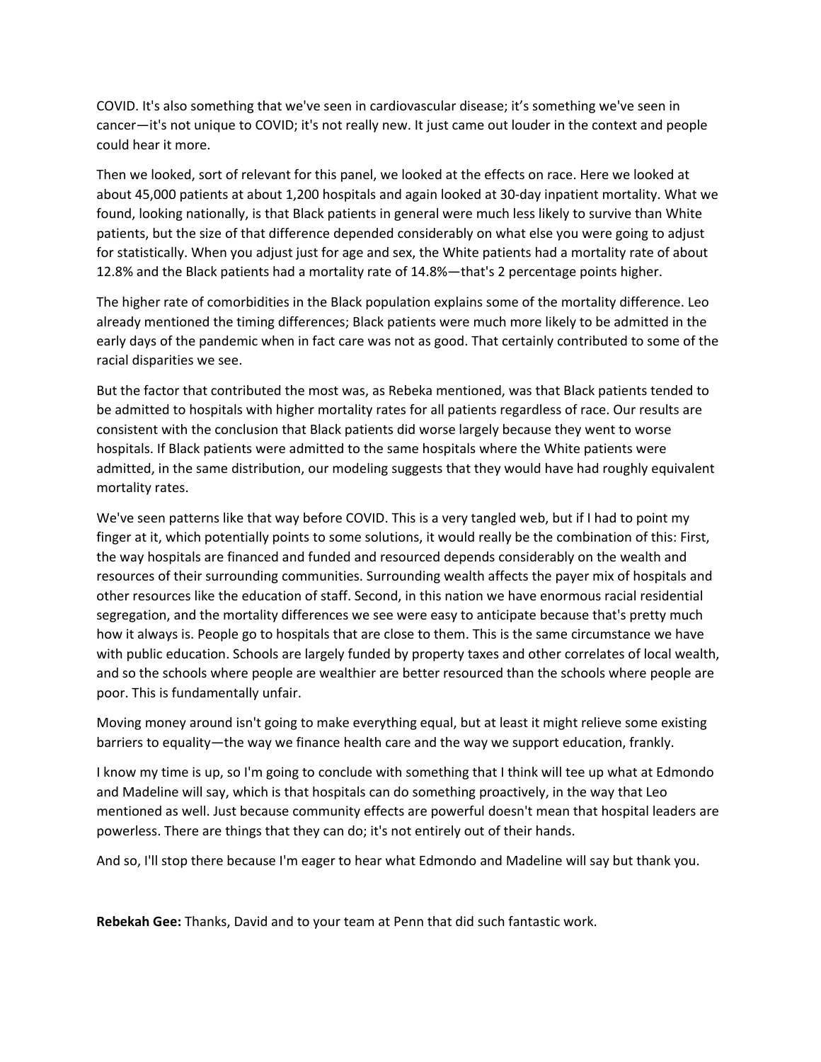COVID. It's also something that we've seen in cardiovascular disease; it's something we've seen in cancer—it's not unique to COVID; it's not really new. It just came out louder in the context and people could hear it more.

Then we looked, sort of relevant for this panel, we looked at the effects on race. Here we looked at about 45,000 patients at about 1,200 hospitals and again looked at 30-day inpatient mortality. What we found, looking nationally, is that Black patients in general were much less likely to survive than White patients, but the size of that difference depended considerably on what else you were going to adjust for statistically. When you adjust just for age and sex, the White patients had a mortality rate of about 12.8% and the Black patients had a mortality rate of 14.8%—that's 2 percentage points higher.

The higher rate of comorbidities in the Black population explains some of the mortality difference. Leo already mentioned the timing differences; Black patients were much more likely to be admitted in the early days of the pandemic when in fact care was not as good. That certainly contributed to some of the racial disparities we see.

But the factor that contributed the most was, as Rebeka mentioned, was that Black patients tended to be admitted to hospitals with higher mortality rates for all patients regardless of race. Our results are consistent with the conclusion that Black patients did worse largely because they went to worse hospitals. If Black patients were admitted to the same hospitals where the White patients were admitted, in the same distribution, our modeling suggests that they would have had roughly equivalent mortality rates.

We've seen patterns like that way before COVID. This is a very tangled web, but if I had to point my finger at it, which potentially points to some solutions, it would really be the combination of this: First, the way hospitals are financed and funded and resourced depends considerably on the wealth and resources of their surrounding communities. Surrounding wealth affects the payer mix of hospitals and other resources like the education of staff. Second, in this nation we have enormous racial residential segregation, and the mortality differences we see were easy to anticipate because that's pretty much how it always is. People go to hospitals that are close to them. This is the same circumstance we have with public education. Schools are largely funded by property taxes and other correlates of local wealth, and so the schools where people are wealthier are better resourced than the schools where people are poor. This is fundamentally unfair.

Moving money around isn't going to make everything equal, but at least it might relieve some existing barriers to equality—the way we finance health care and the way we support education, frankly.

I know my time is up, so I'm going to conclude with something that I think will tee up what at Edmondo and Madeline will say, which is that hospitals can do something proactively, in the way that Leo mentioned as well. Just because community effects are powerful doesn't mean that hospital leaders are powerless. There are things that they can do; it's not entirely out of their hands.

And so, I'll stop there because I'm eager to hear what Edmondo and Madeline will say but thank you.

**Rebekah Gee:** Thanks, David and to your team at Penn that did such fantastic work.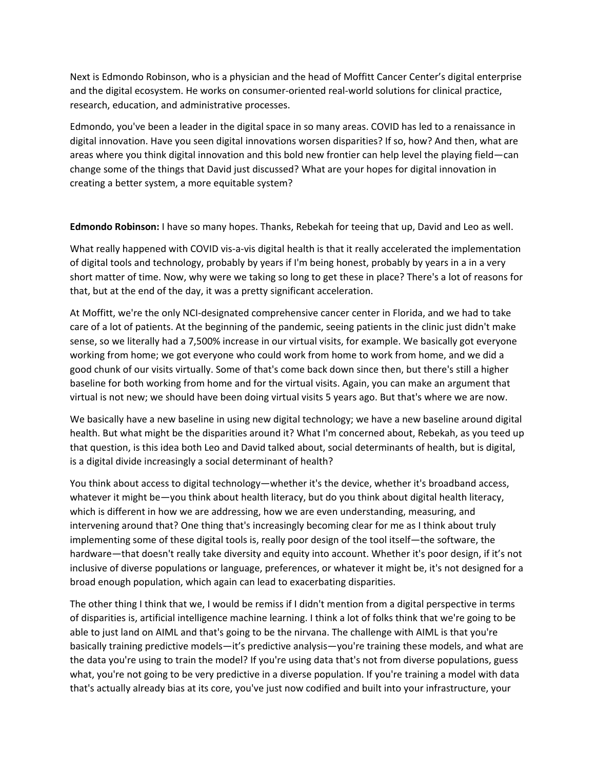Next is Edmondo Robinson, who is a physician and the head of Moffitt Cancer Center's digital enterprise and the digital ecosystem. He works on consumer-oriented real-world solutions for clinical practice, research, education, and administrative processes.

Edmondo, you've been a leader in the digital space in so many areas. COVID has led to a renaissance in digital innovation. Have you seen digital innovations worsen disparities? If so, how? And then, what are areas where you think digital innovation and this bold new frontier can help level the playing field—can change some of the things that David just discussed? What are your hopes for digital innovation in creating a better system, a more equitable system?

**Edmondo Robinson:** I have so many hopes. Thanks, Rebekah for teeing that up, David and Leo as well.

What really happened with COVID vis-a-vis digital health is that it really accelerated the implementation of digital tools and technology, probably by years if I'm being honest, probably by years in a in a very short matter of time. Now, why were we taking so long to get these in place? There's a lot of reasons for that, but at the end of the day, it was a pretty significant acceleration.

At Moffitt, we're the only NCI-designated comprehensive cancer center in Florida, and we had to take care of a lot of patients. At the beginning of the pandemic, seeing patients in the clinic just didn't make sense, so we literally had a 7,500% increase in our virtual visits, for example. We basically got everyone working from home; we got everyone who could work from home to work from home, and we did a good chunk of our visits virtually. Some of that's come back down since then, but there's still a higher baseline for both working from home and for the virtual visits. Again, you can make an argument that virtual is not new; we should have been doing virtual visits 5 years ago. But that's where we are now.

We basically have a new baseline in using new digital technology; we have a new baseline around digital health. But what might be the disparities around it? What I'm concerned about, Rebekah, as you teed up that question, is this idea both Leo and David talked about, social determinants of health, but is digital, is a digital divide increasingly a social determinant of health?

You think about access to digital technology—whether it's the device, whether it's broadband access, whatever it might be—you think about health literacy, but do you think about digital health literacy, which is different in how we are addressing, how we are even understanding, measuring, and intervening around that? One thing that's increasingly becoming clear for me as I think about truly implementing some of these digital tools is, really poor design of the tool itself—the software, the hardware—that doesn't really take diversity and equity into account. Whether it's poor design, if it's not inclusive of diverse populations or language, preferences, or whatever it might be, it's not designed for a broad enough population, which again can lead to exacerbating disparities.

The other thing I think that we, I would be remiss if I didn't mention from a digital perspective in terms of disparities is, artificial intelligence machine learning. I think a lot of folks think that we're going to be able to just land on AIML and that's going to be the nirvana. The challenge with AIML is that you're basically training predictive models—it's predictive analysis—you're training these models, and what are the data you're using to train the model? If you're using data that's not from diverse populations, guess what, you're not going to be very predictive in a diverse population. If you're training a model with data that's actually already bias at its core, you've just now codified and built into your infrastructure, your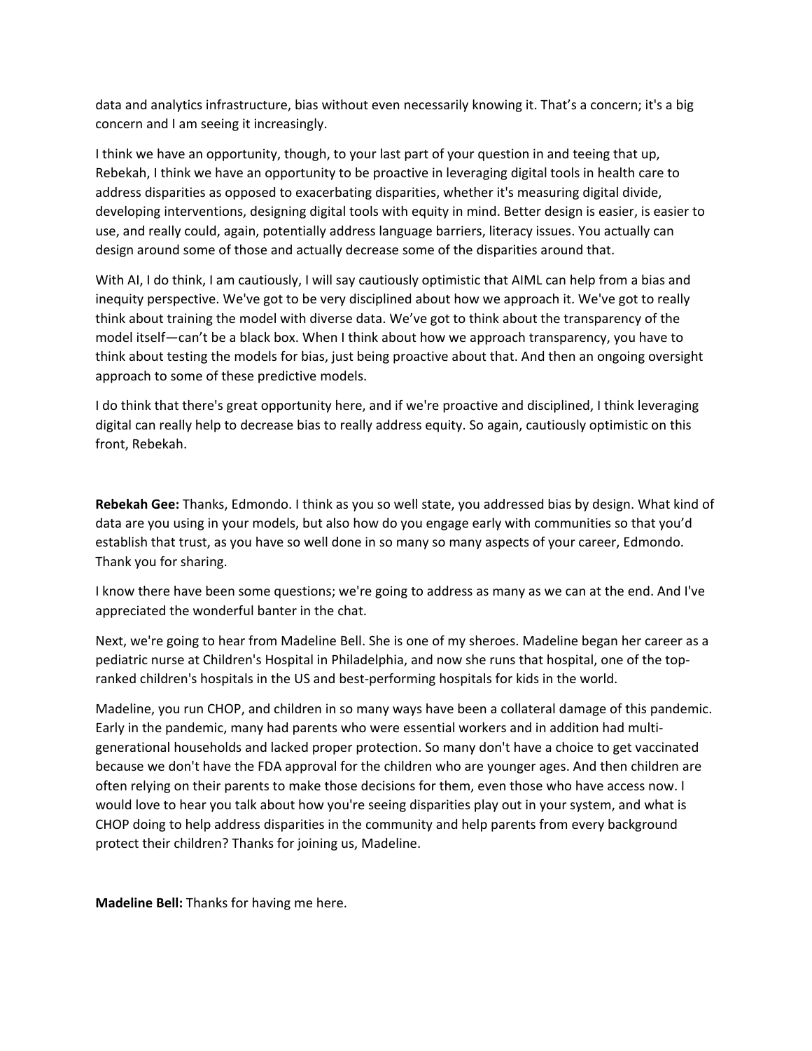data and analytics infrastructure, bias without even necessarily knowing it. That's a concern; it's a big concern and I am seeing it increasingly.

I think we have an opportunity, though, to your last part of your question in and teeing that up, Rebekah, I think we have an opportunity to be proactive in leveraging digital tools in health care to address disparities as opposed to exacerbating disparities, whether it's measuring digital divide, developing interventions, designing digital tools with equity in mind. Better design is easier, is easier to use, and really could, again, potentially address language barriers, literacy issues. You actually can design around some of those and actually decrease some of the disparities around that.

With AI, I do think, I am cautiously, I will say cautiously optimistic that AIML can help from a bias and inequity perspective. We've got to be very disciplined about how we approach it. We've got to really think about training the model with diverse data. We've got to think about the transparency of the model itself—can't be a black box. When I think about how we approach transparency, you have to think about testing the models for bias, just being proactive about that. And then an ongoing oversight approach to some of these predictive models.

I do think that there's great opportunity here, and if we're proactive and disciplined, I think leveraging digital can really help to decrease bias to really address equity. So again, cautiously optimistic on this front, Rebekah.

**Rebekah Gee:** Thanks, Edmondo. I think as you so well state, you addressed bias by design. What kind of data are you using in your models, but also how do you engage early with communities so that you'd establish that trust, as you have so well done in so many so many aspects of your career, Edmondo. Thank you for sharing.

I know there have been some questions; we're going to address as many as we can at the end. And I've appreciated the wonderful banter in the chat.

Next, we're going to hear from Madeline Bell. She is one of my sheroes. Madeline began her career as a pediatric nurse at Children's Hospital in Philadelphia, and now she runs that hospital, one of the top-ranked children's hospitals in the US and best-performing hospitals for kids in the world.

Madeline, you run CHOP, and children in so many ways have been a collateral damage of this pandemic. Early in the pandemic, many had parents who were essential workers and in addition had multi-generational households and lacked proper protection. So many don't have a choice to get vaccinated because we don't have the FDA approval for the children who are younger ages. And then children are often relying on their parents to make those decisions for them, even those who have access now. I would love to hear you talk about how you're seeing disparities play out in your system, and what is CHOP doing to help address disparities in the community and help parents from every background protect their children? Thanks for joining us, Madeline.

**Madeline Bell:** Thanks for having me here.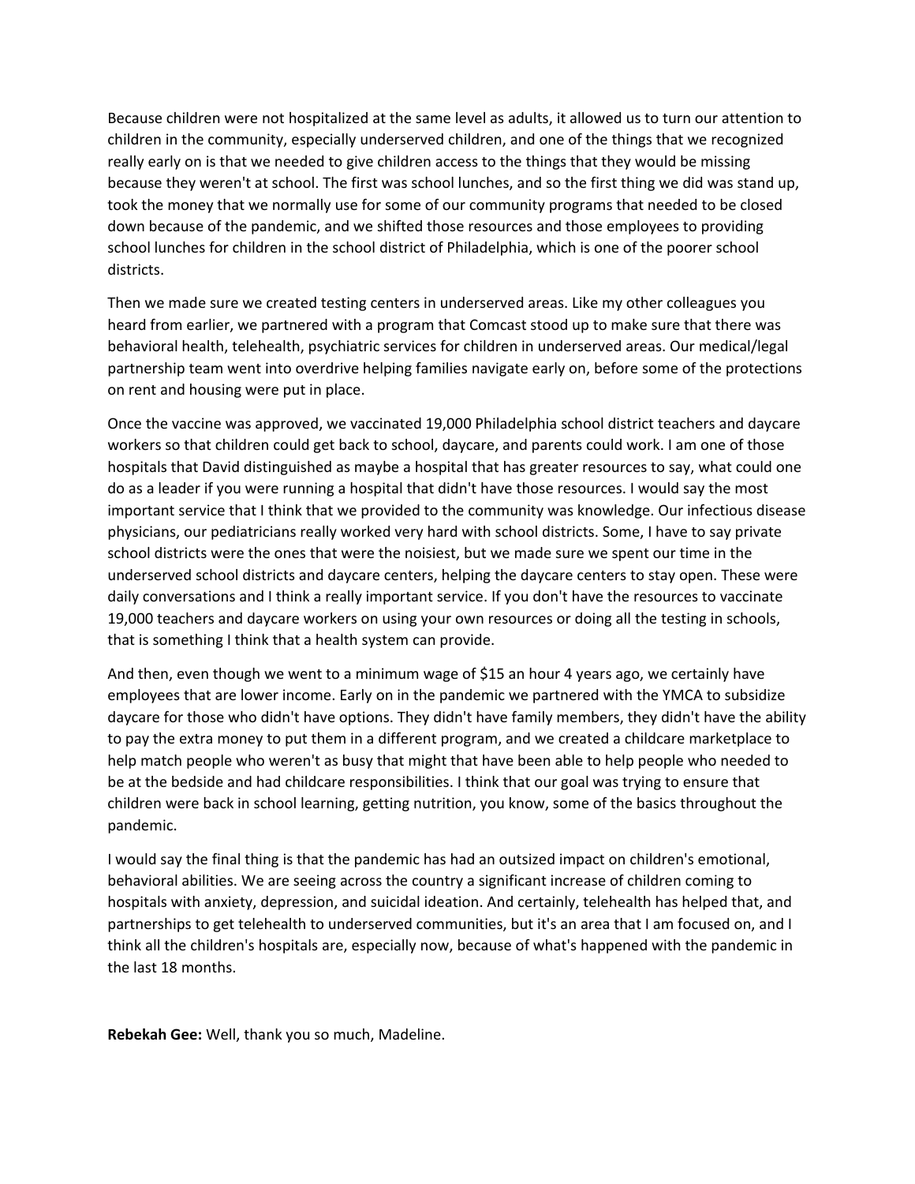Because children were not hospitalized at the same level as adults, it allowed us to turn our attention to children in the community, especially underserved children, and one of the things that we recognized really early on is that we needed to give children access to the things that they would be missing because they weren't at school. The first was school lunches, and so the first thing we did was stand up, took the money that we normally use for some of our community programs that needed to be closed down because of the pandemic, and we shifted those resources and those employees to providing school lunches for children in the school district of Philadelphia, which is one of the poorer school districts.

Then we made sure we created testing centers in underserved areas. Like my other colleagues you heard from earlier, we partnered with a program that Comcast stood up to make sure that there was behavioral health, telehealth, psychiatric services for children in underserved areas. Our medical/legal partnership team went into overdrive helping families navigate early on, before some of the protections on rent and housing were put in place.

Once the vaccine was approved, we vaccinated 19,000 Philadelphia school district teachers and daycare workers so that children could get back to school, daycare, and parents could work. I am one of those hospitals that David distinguished as maybe a hospital that has greater resources to say, what could one do as a leader if you were running a hospital that didn't have those resources. I would say the most important service that I think that we provided to the community was knowledge. Our infectious disease physicians, our pediatricians really worked very hard with school districts. Some, I have to say private school districts were the ones that were the noisiest, but we made sure we spent our time in the underserved school districts and daycare centers, helping the daycare centers to stay open. These were daily conversations and I think a really important service. If you don't have the resources to vaccinate 19,000 teachers and daycare workers on using your own resources or doing all the testing in schools, that is something I think that a health system can provide.

And then, even though we went to a minimum wage of $15 an hour 4 years ago, we certainly have employees that are lower income. Early on in the pandemic we partnered with the YMCA to subsidize daycare for those who didn't have options. They didn't have family members, they didn't have the ability to pay the extra money to put them in a different program, and we created a childcare marketplace to help match people who weren't as busy that might that have been able to help people who needed to be at the bedside and had childcare responsibilities. I think that our goal was trying to ensure that children were back in school learning, getting nutrition, you know, some of the basics throughout the pandemic.

I would say the final thing is that the pandemic has had an outsized impact on children's emotional, behavioral abilities. We are seeing across the country a significant increase of children coming to hospitals with anxiety, depression, and suicidal ideation. And certainly, telehealth has helped that, and partnerships to get telehealth to underserved communities, but it's an area that I am focused on, and I think all the children's hospitals are, especially now, because of what's happened with the pandemic in the last 18 months.

**Rebekah Gee:** Well, thank you so much, Madeline.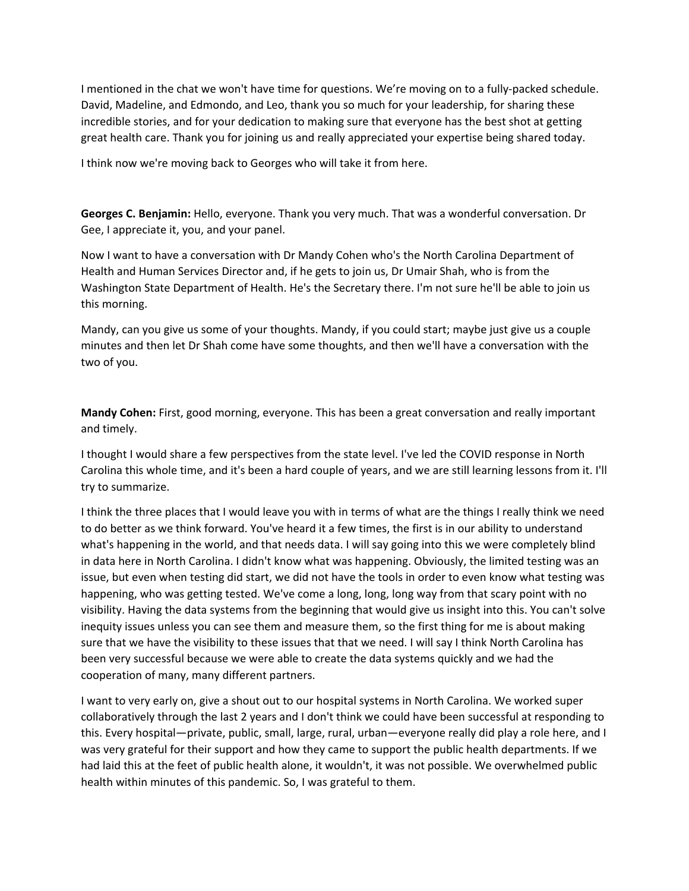I mentioned in the chat we won't have time for questions. We're moving on to a fully-packed schedule. David, Madeline, and Edmondo, and Leo, thank you so much for your leadership, for sharing these incredible stories, and for your dedication to making sure that everyone has the best shot at getting great health care. Thank you for joining us and really appreciated your expertise being shared today.

I think now we're moving back to Georges who will take it from here.

**Georges C. Benjamin:** Hello, everyone. Thank you very much. That was a wonderful conversation. Dr Gee, I appreciate it, you, and your panel.

Now I want to have a conversation with Dr Mandy Cohen who's the North Carolina Department of Health and Human Services Director and, if he gets to join us, Dr Umair Shah, who is from the Washington State Department of Health. He's the Secretary there. I'm not sure he'll be able to join us this morning.

Mandy, can you give us some of your thoughts. Mandy, if you could start; maybe just give us a couple minutes and then let Dr Shah come have some thoughts, and then we'll have a conversation with the two of you.

**Mandy Cohen:** First, good morning, everyone. This has been a great conversation and really important and timely.

I thought I would share a few perspectives from the state level. I've led the COVID response in North Carolina this whole time, and it's been a hard couple of years, and we are still learning lessons from it. I'll try to summarize.

I think the three places that I would leave you with in terms of what are the things I really think we need to do better as we think forward. You've heard it a few times, the first is in our ability to understand what's happening in the world, and that needs data. I will say going into this we were completely blind in data here in North Carolina. I didn't know what was happening. Obviously, the limited testing was an issue, but even when testing did start, we did not have the tools in order to even know what testing was happening, who was getting tested. We've come a long, long, long way from that scary point with no visibility. Having the data systems from the beginning that would give us insight into this. You can't solve inequity issues unless you can see them and measure them, so the first thing for me is about making sure that we have the visibility to these issues that that we need. I will say I think North Carolina has been very successful because we were able to create the data systems quickly and we had the cooperation of many, many different partners.

I want to very early on, give a shout out to our hospital systems in North Carolina. We worked super collaboratively through the last 2 years and I don't think we could have been successful at responding to this. Every hospital—private, public, small, large, rural, urban—everyone really did play a role here, and I was very grateful for their support and how they came to support the public health departments. If we had laid this at the feet of public health alone, it wouldn't, it was not possible. We overwhelmed public health within minutes of this pandemic. So, I was grateful to them.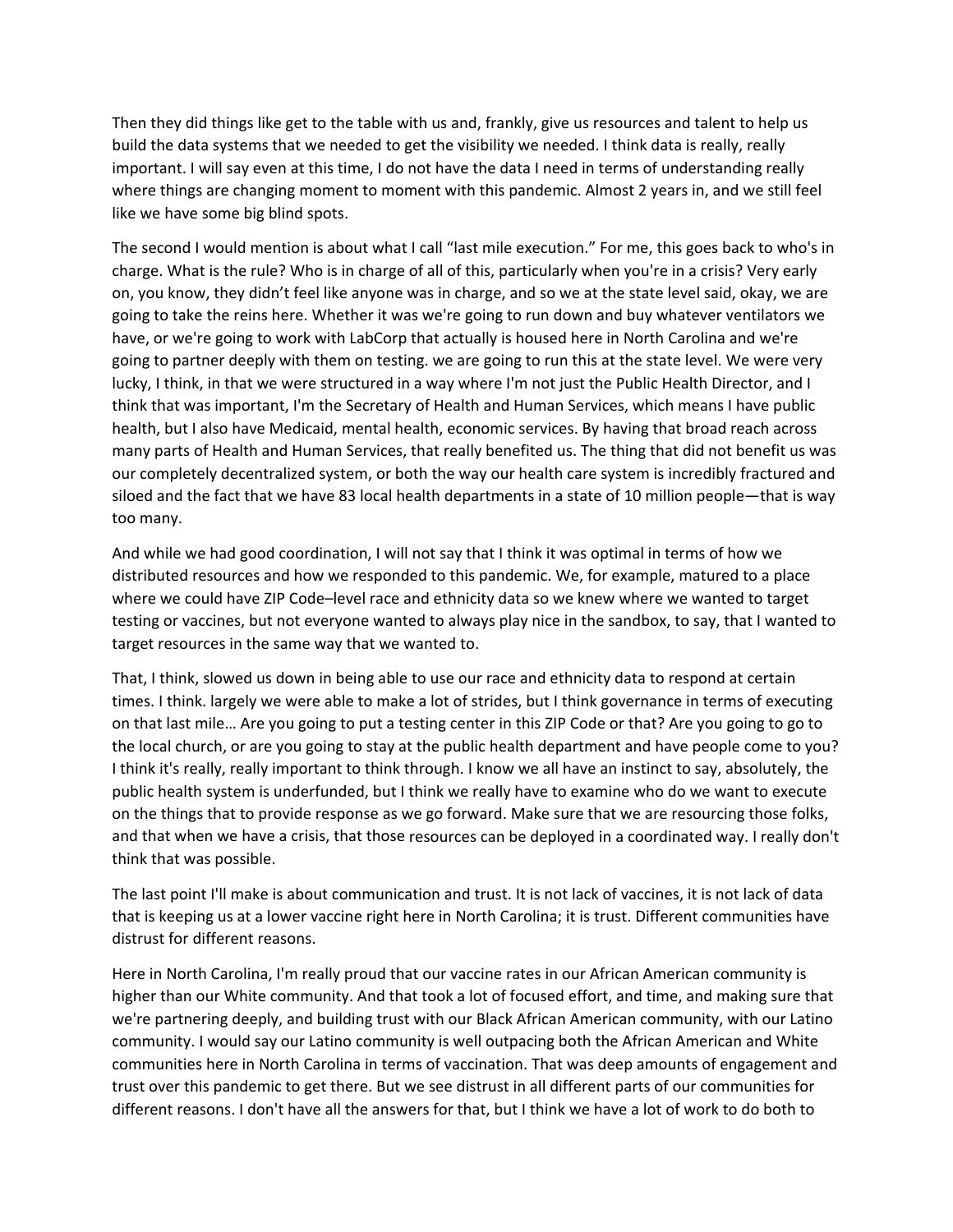Then they did things like get to the table with us and, frankly, give us resources and talent to help us build the data systems that we needed to get the visibility we needed. I think data is really, really important. I will say even at this time, I do not have the data I need in terms of understanding really where things are changing moment to moment with this pandemic. Almost 2 years in, and we still feel like we have some big blind spots.

The second I would mention is about what I call "last mile execution." For me, this goes back to who's in charge. What is the rule? Who is in charge of all of this, particularly when you're in a crisis? Very early on, you know, they didn't feel like anyone was in charge, and so we at the state level said, okay, we are going to take the reins here. Whether it was we're going to run down and buy whatever ventilators we have, or we're going to work with LabCorp that actually is housed here in North Carolina and we're going to partner deeply with them on testing. we are going to run this at the state level. We were very lucky, I think, in that we were structured in a way where I'm not just the Public Health Director, and I think that was important, I'm the Secretary of Health and Human Services, which means I have public health, but I also have Medicaid, mental health, economic services. By having that broad reach across many parts of Health and Human Services, that really benefited us. The thing that did not benefit us was our completely decentralized system, or both the way our health care system is incredibly fractured and siloed and the fact that we have 83 local health departments in a state of 10 million people—that is way too many.

And while we had good coordination, I will not say that I think it was optimal in terms of how we distributed resources and how we responded to this pandemic. We, for example, matured to a place where we could have ZIP Code–level race and ethnicity data so we knew where we wanted to target testing or vaccines, but not everyone wanted to always play nice in the sandbox, to say, that I wanted to target resources in the same way that we wanted to.

That, I think, slowed us down in being able to use our race and ethnicity data to respond at certain times. I think. largely we were able to make a lot of strides, but I think governance in terms of executing on that last mile… Are you going to put a testing center in this ZIP Code or that? Are you going to go to the local church, or are you going to stay at the public health department and have people come to you? I think it's really, really important to think through. I know we all have an instinct to say, absolutely, the public health system is underfunded, but I think we really have to examine who do we want to execute on the things that to provide response as we go forward. Make sure that we are resourcing those folks, and that when we have a crisis, that those resources can be deployed in a coordinated way. I really don't think that was possible.

The last point I'll make is about communication and trust. It is not lack of vaccines, it is not lack of data that is keeping us at a lower vaccine right here in North Carolina; it is trust. Different communities have distrust for different reasons.

Here in North Carolina, I'm really proud that our vaccine rates in our African American community is higher than our White community. And that took a lot of focused effort, and time, and making sure that we're partnering deeply, and building trust with our Black African American community, with our Latino community. I would say our Latino community is well outpacing both the African American and White communities here in North Carolina in terms of vaccination. That was deep amounts of engagement and trust over this pandemic to get there. But we see distrust in all different parts of our communities for different reasons. I don't have all the answers for that, but I think we have a lot of work to do both to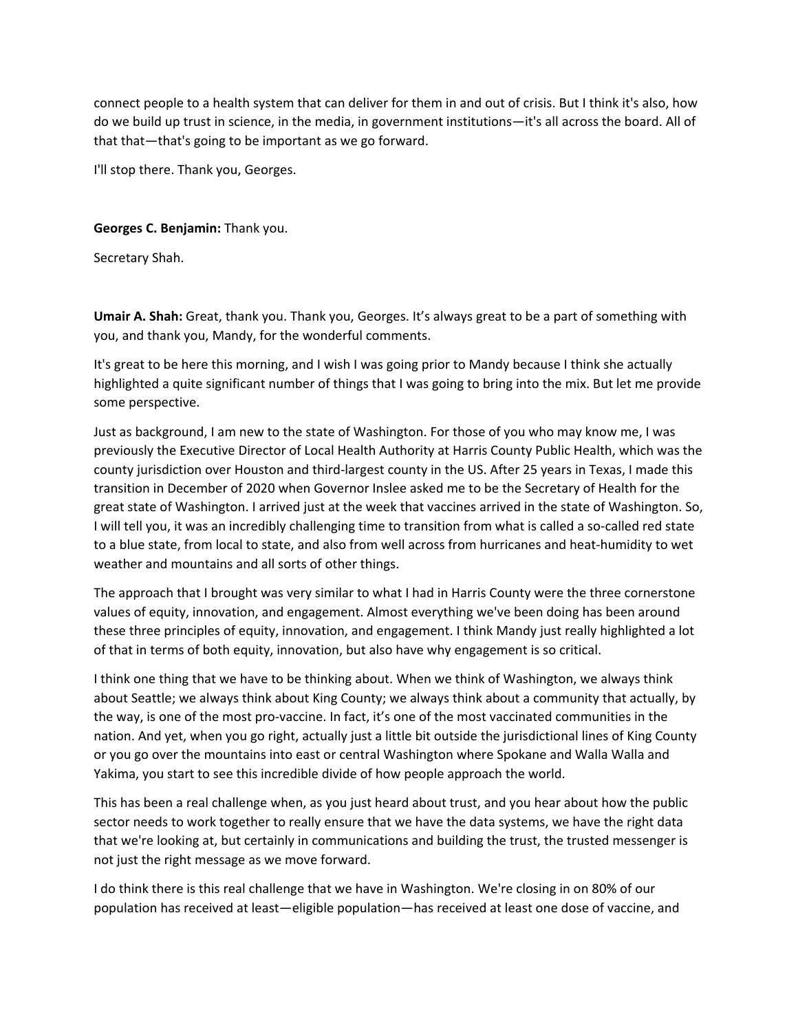connect people to a health system that can deliver for them in and out of crisis. But I think it's also, how do we build up trust in science, in the media, in government institutions—it's all across the board. All of that that—that's going to be important as we go forward.

I'll stop there. Thank you, Georges.

**Georges C. Benjamin:** Thank you.

Secretary Shah.

**Umair A. Shah:** Great, thank you. Thank you, Georges. It's always great to be a part of something with you, and thank you, Mandy, for the wonderful comments.

It's great to be here this morning, and I wish I was going prior to Mandy because I think she actually highlighted a quite significant number of things that I was going to bring into the mix. But let me provide some perspective.

Just as background, I am new to the state of Washington. For those of you who may know me, I was previously the Executive Director of Local Health Authority at Harris County Public Health, which was the county jurisdiction over Houston and third-largest county in the US. After 25 years in Texas, I made this transition in December of 2020 when Governor Inslee asked me to be the Secretary of Health for the great state of Washington. I arrived just at the week that vaccines arrived in the state of Washington. So, I will tell you, it was an incredibly challenging time to transition from what is called a so-called red state to a blue state, from local to state, and also from well across from hurricanes and heat-humidity to wet weather and mountains and all sorts of other things.

The approach that I brought was very similar to what I had in Harris County were the three cornerstone values of equity, innovation, and engagement. Almost everything we've been doing has been around these three principles of equity, innovation, and engagement. I think Mandy just really highlighted a lot of that in terms of both equity, innovation, but also have why engagement is so critical.

I think one thing that we have to be thinking about. When we think of Washington, we always think about Seattle; we always think about King County; we always think about a community that actually, by the way, is one of the most pro-vaccine. In fact, it's one of the most vaccinated communities in the nation. And yet, when you go right, actually just a little bit outside the jurisdictional lines of King County or you go over the mountains into east or central Washington where Spokane and Walla Walla and Yakima, you start to see this incredible divide of how people approach the world.

This has been a real challenge when, as you just heard about trust, and you hear about how the public sector needs to work together to really ensure that we have the data systems, we have the right data that we're looking at, but certainly in communications and building the trust, the trusted messenger is not just the right message as we move forward.

I do think there is this real challenge that we have in Washington. We're closing in on 80% of our population has received at least—eligible population—has received at least one dose of vaccine, and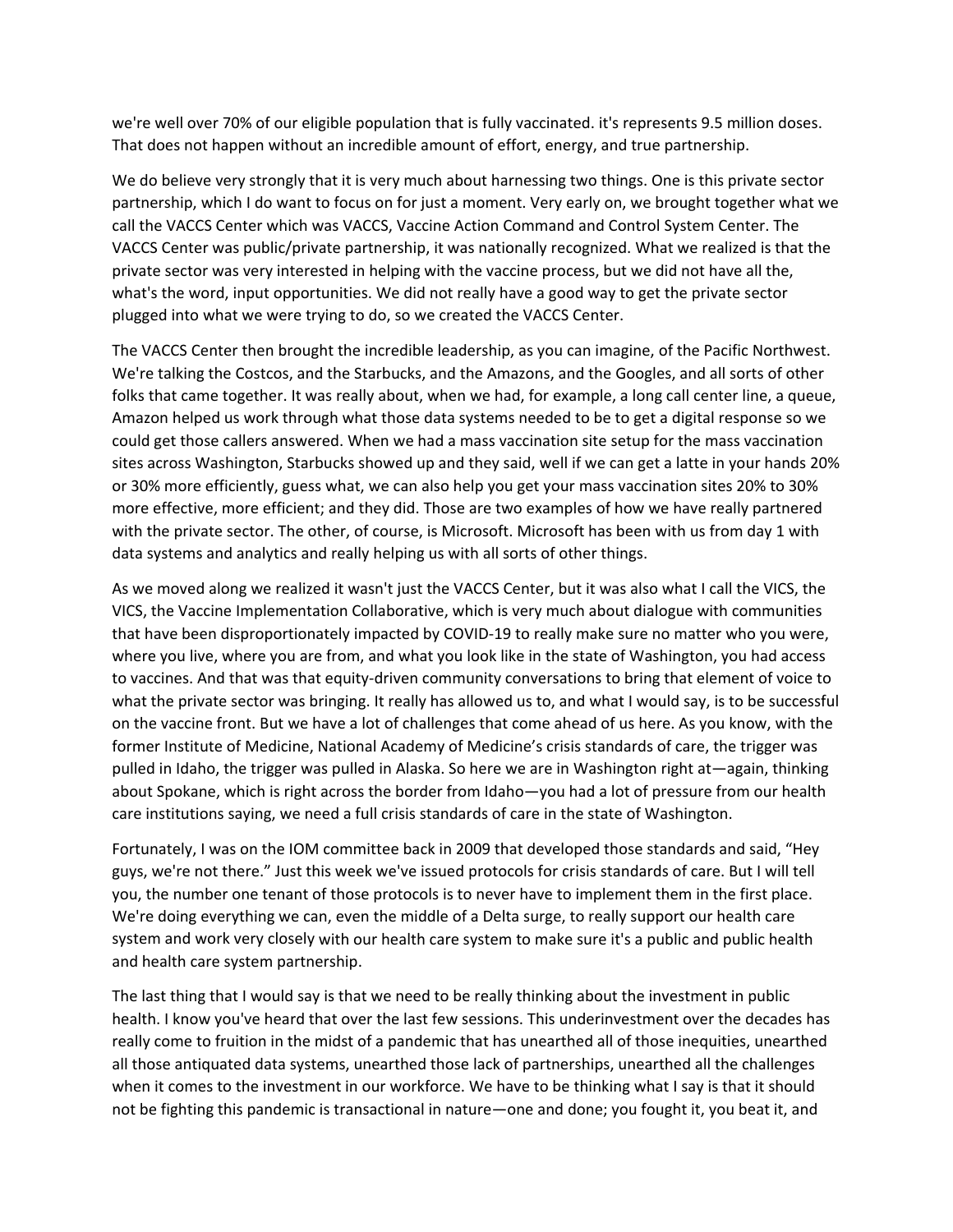we're well over 70% of our eligible population that is fully vaccinated. it's represents 9.5 million doses. That does not happen without an incredible amount of effort, energy, and true partnership.

We do believe very strongly that it is very much about harnessing two things. One is this private sector partnership, which I do want to focus on for just a moment. Very early on, we brought together what we call the VACCS Center which was VACCS, Vaccine Action Command and Control System Center. The VACCS Center was public/private partnership, it was nationally recognized. What we realized is that the private sector was very interested in helping with the vaccine process, but we did not have all the, what's the word, input opportunities. We did not really have a good way to get the private sector plugged into what we were trying to do, so we created the VACCS Center.

The VACCS Center then brought the incredible leadership, as you can imagine, of the Pacific Northwest. We're talking the Costcos, and the Starbucks, and the Amazons, and the Googles, and all sorts of other folks that came together. It was really about, when we had, for example, a long call center line, a queue, Amazon helped us work through what those data systems needed to be to get a digital response so we could get those callers answered. When we had a mass vaccination site setup for the mass vaccination sites across Washington, Starbucks showed up and they said, well if we can get a latte in your hands 20% or 30% more efficiently, guess what, we can also help you get your mass vaccination sites 20% to 30% more effective, more efficient; and they did. Those are two examples of how we have really partnered with the private sector. The other, of course, is Microsoft. Microsoft has been with us from day 1 with data systems and analytics and really helping us with all sorts of other things.

As we moved along we realized it wasn't just the VACCS Center, but it was also what I call the VICS, the VICS, the Vaccine Implementation Collaborative, which is very much about dialogue with communities that have been disproportionately impacted by COVID-19 to really make sure no matter who you were, where you live, where you are from, and what you look like in the state of Washington, you had access to vaccines. And that was that equity-driven community conversations to bring that element of voice to what the private sector was bringing. It really has allowed us to, and what I would say, is to be successful on the vaccine front. But we have a lot of challenges that come ahead of us here. As you know, with the former Institute of Medicine, National Academy of Medicine's crisis standards of care, the trigger was pulled in Idaho, the trigger was pulled in Alaska. So here we are in Washington right at—again, thinking about Spokane, which is right across the border from Idaho—you had a lot of pressure from our health care institutions saying, we need a full crisis standards of care in the state of Washington.

Fortunately, I was on the IOM committee back in 2009 that developed those standards and said, "Hey guys, we're not there." Just this week we've issued protocols for crisis standards of care. But I will tell you, the number one tenant of those protocols is to never have to implement them in the first place. We're doing everything we can, even the middle of a Delta surge, to really support our health care system and work very closely with our health care system to make sure it's a public and public health and health care system partnership.

The last thing that I would say is that we need to be really thinking about the investment in public health. I know you've heard that over the last few sessions. This underinvestment over the decades has really come to fruition in the midst of a pandemic that has unearthed all of those inequities, unearthed all those antiquated data systems, unearthed those lack of partnerships, unearthed all the challenges when it comes to the investment in our workforce. We have to be thinking what I say is that it should not be fighting this pandemic is transactional in nature—one and done; you fought it, you beat it, and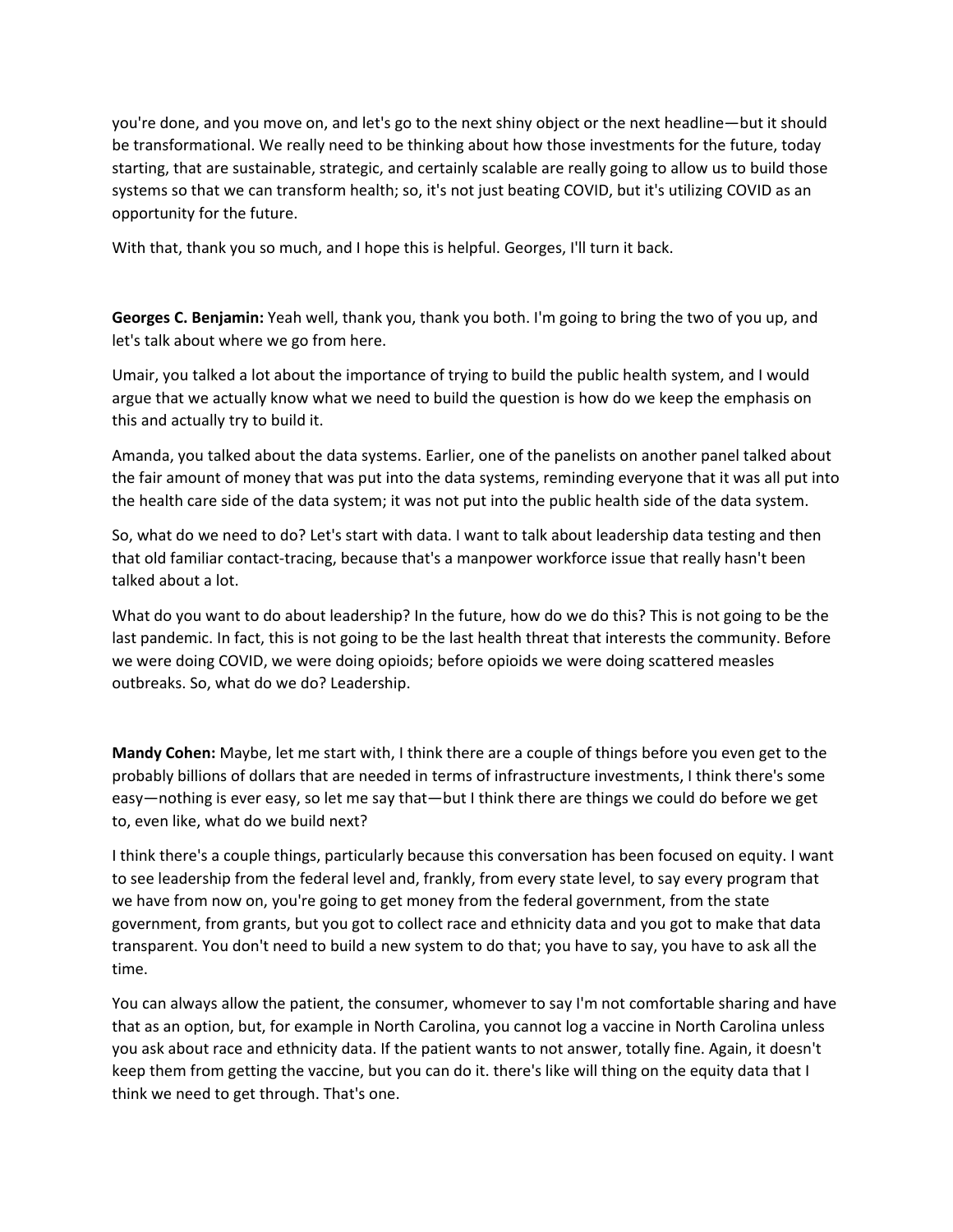you're done, and you move on, and let's go to the next shiny object or the next headline—but it should be transformational. We really need to be thinking about how those investments for the future, today starting, that are sustainable, strategic, and certainly scalable are really going to allow us to build those systems so that we can transform health; so, it's not just beating COVID, but it's utilizing COVID as an opportunity for the future.

With that, thank you so much, and I hope this is helpful. Georges, I'll turn it back.

**Georges C. Benjamin:** Yeah well, thank you, thank you both. I'm going to bring the two of you up, and let's talk about where we go from here.

Umair, you talked a lot about the importance of trying to build the public health system, and I would argue that we actually know what we need to build the question is how do we keep the emphasis on this and actually try to build it.

Amanda, you talked about the data systems. Earlier, one of the panelists on another panel talked about the fair amount of money that was put into the data systems, reminding everyone that it was all put into the health care side of the data system; it was not put into the public health side of the data system.

So, what do we need to do? Let's start with data. I want to talk about leadership data testing and then that old familiar contact-tracing, because that's a manpower workforce issue that really hasn't been talked about a lot.

What do you want to do about leadership? In the future, how do we do this? This is not going to be the last pandemic. In fact, this is not going to be the last health threat that interests the community. Before we were doing COVID, we were doing opioids; before opioids we were doing scattered measles outbreaks. So, what do we do? Leadership.

**Mandy Cohen:** Maybe, let me start with, I think there are a couple of things before you even get to the probably billions of dollars that are needed in terms of infrastructure investments, I think there's some easy—nothing is ever easy, so let me say that—but I think there are things we could do before we get to, even like, what do we build next?

I think there's a couple things, particularly because this conversation has been focused on equity. I want to see leadership from the federal level and, frankly, from every state level, to say every program that we have from now on, you're going to get money from the federal government, from the state government, from grants, but you got to collect race and ethnicity data and you got to make that data transparent. You don't need to build a new system to do that; you have to say, you have to ask all the time.

You can always allow the patient, the consumer, whomever to say I'm not comfortable sharing and have that as an option, but, for example in North Carolina, you cannot log a vaccine in North Carolina unless you ask about race and ethnicity data. If the patient wants to not answer, totally fine. Again, it doesn't keep them from getting the vaccine, but you can do it. there's like will thing on the equity data that I think we need to get through. That's one.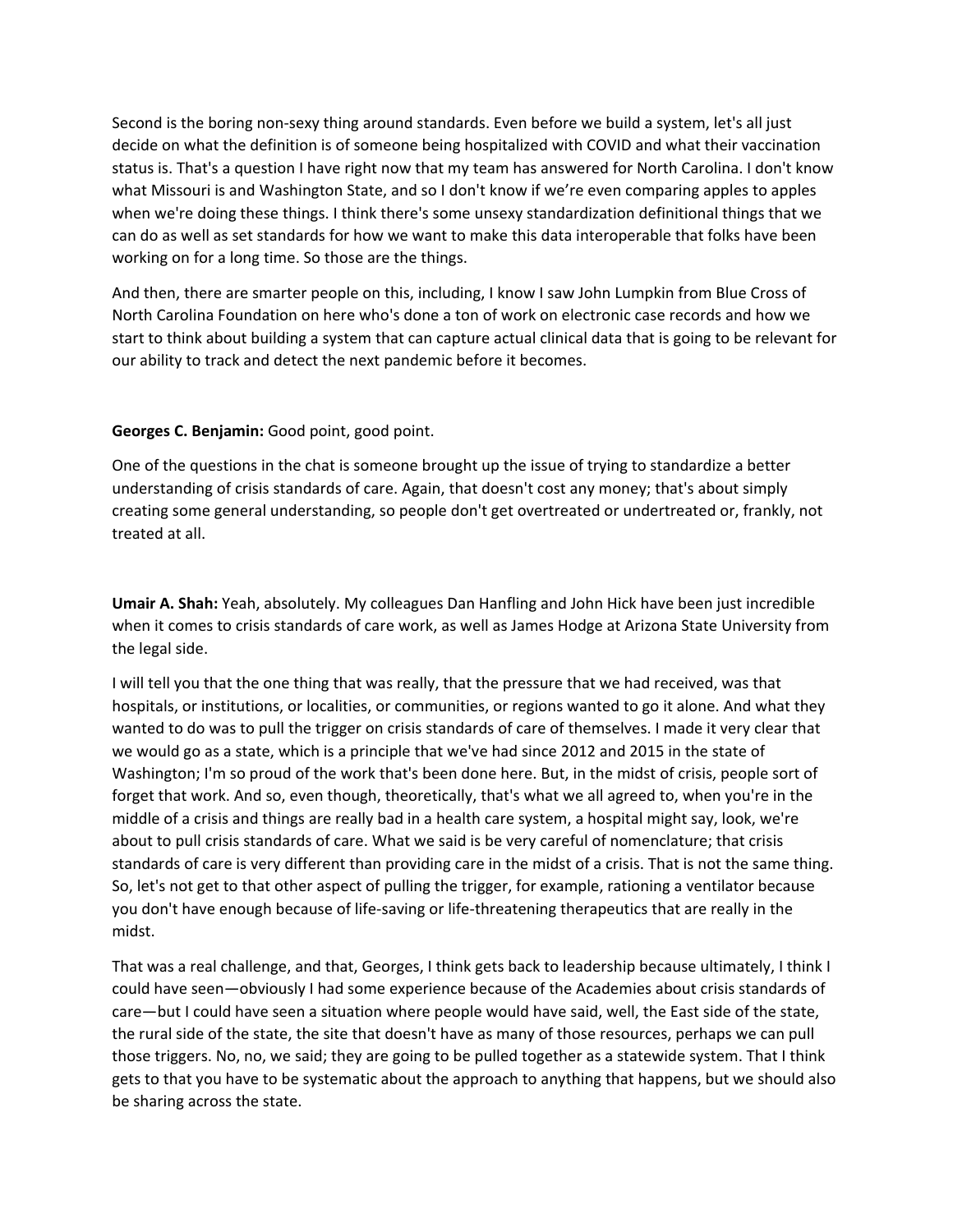Second is the boring non-sexy thing around standards. Even before we build a system, let's all just decide on what the definition is of someone being hospitalized with COVID and what their vaccination status is. That's a question I have right now that my team has answered for North Carolina. I don't know what Missouri is and Washington State, and so I don't know if we're even comparing apples to apples when we're doing these things. I think there's some unsexy standardization definitional things that we can do as well as set standards for how we want to make this data interoperable that folks have been working on for a long time. So those are the things.

And then, there are smarter people on this, including, I know I saw John Lumpkin from Blue Cross of North Carolina Foundation on here who's done a ton of work on electronic case records and how we start to think about building a system that can capture actual clinical data that is going to be relevant for our ability to track and detect the next pandemic before it becomes.

**Georges C. Benjamin:** Good point, good point.

One of the questions in the chat is someone brought up the issue of trying to standardize a better understanding of crisis standards of care. Again, that doesn't cost any money; that's about simply creating some general understanding, so people don't get overtreated or undertreated or, frankly, not treated at all.

**Umair A. Shah:** Yeah, absolutely. My colleagues Dan Hanfling and John Hick have been just incredible when it comes to crisis standards of care work, as well as James Hodge at Arizona State University from the legal side.

I will tell you that the one thing that was really, that the pressure that we had received, was that hospitals, or institutions, or localities, or communities, or regions wanted to go it alone. And what they wanted to do was to pull the trigger on crisis standards of care of themselves. I made it very clear that we would go as a state, which is a principle that we've had since 2012 and 2015 in the state of Washington; I'm so proud of the work that's been done here. But, in the midst of crisis, people sort of forget that work. And so, even though, theoretically, that's what we all agreed to, when you're in the middle of a crisis and things are really bad in a health care system, a hospital might say, look, we're about to pull crisis standards of care. What we said is be very careful of nomenclature; that crisis standards of care is very different than providing care in the midst of a crisis. That is not the same thing. So, let's not get to that other aspect of pulling the trigger, for example, rationing a ventilator because you don't have enough because of life-saving or life-threatening therapeutics that are really in the midst.

That was a real challenge, and that, Georges, I think gets back to leadership because ultimately, I think I could have seen—obviously I had some experience because of the Academies about crisis standards of care—but I could have seen a situation where people would have said, well, the East side of the state, the rural side of the state, the site that doesn't have as many of those resources, perhaps we can pull those triggers. No, no, we said; they are going to be pulled together as a statewide system. That I think gets to that you have to be systematic about the approach to anything that happens, but we should also be sharing across the state.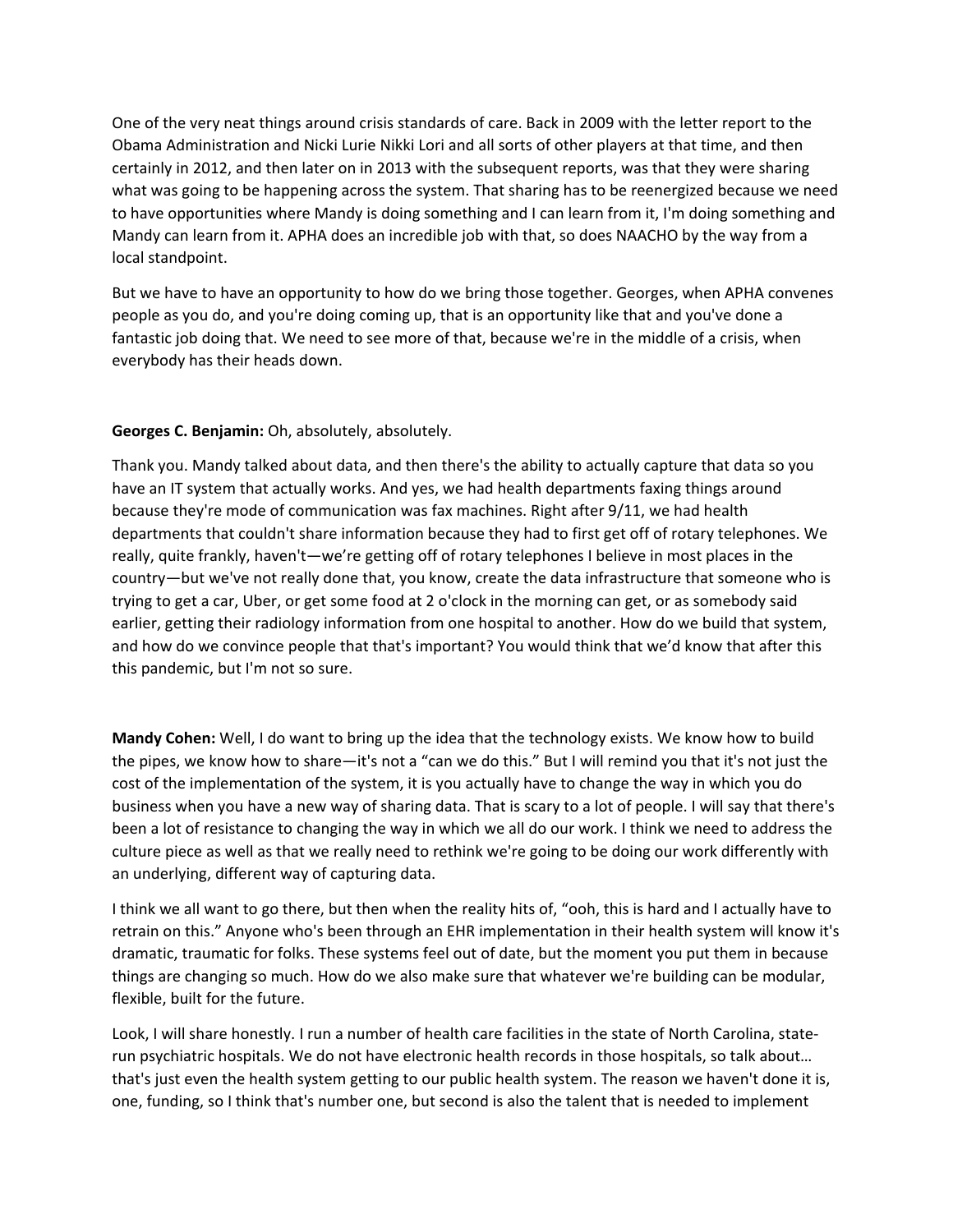One of the very neat things around crisis standards of care. Back in 2009 with the letter report to the Obama Administration and Nicki Lurie Nikki Lori and all sorts of other players at that time, and then certainly in 2012, and then later on in 2013 with the subsequent reports, was that they were sharing what was going to be happening across the system. That sharing has to be reenergized because we need to have opportunities where Mandy is doing something and I can learn from it, I'm doing something and Mandy can learn from it. APHA does an incredible job with that, so does NAACHO by the way from a local standpoint.

But we have to have an opportunity to how do we bring those together. Georges, when APHA convenes people as you do, and you're doing coming up, that is an opportunity like that and you've done a fantastic job doing that. We need to see more of that, because we're in the middle of a crisis, when everybody has their heads down.

**Georges C. Benjamin:** Oh, absolutely, absolutely.

Thank you. Mandy talked about data, and then there's the ability to actually capture that data so you have an IT system that actually works. And yes, we had health departments faxing things around because they're mode of communication was fax machines. Right after 9/11, we had health departments that couldn't share information because they had to first get off of rotary telephones. We really, quite frankly, haven't—we're getting off of rotary telephones I believe in most places in the country—but we've not really done that, you know, create the data infrastructure that someone who is trying to get a car, Uber, or get some food at 2 o'clock in the morning can get, or as somebody said earlier, getting their radiology information from one hospital to another. How do we build that system, and how do we convince people that that's important? You would think that we'd know that after this this pandemic, but I'm not so sure.

**Mandy Cohen:** Well, I do want to bring up the idea that the technology exists. We know how to build the pipes, we know how to share—it's not a "can we do this." But I will remind you that it's not just the cost of the implementation of the system, it is you actually have to change the way in which you do business when you have a new way of sharing data. That is scary to a lot of people. I will say that there's been a lot of resistance to changing the way in which we all do our work. I think we need to address the culture piece as well as that we really need to rethink we're going to be doing our work differently with an underlying, different way of capturing data.

I think we all want to go there, but then when the reality hits of, "ooh, this is hard and I actually have to retrain on this." Anyone who's been through an EHR implementation in their health system will know it's dramatic, traumatic for folks. These systems feel out of date, but the moment you put them in because things are changing so much. How do we also make sure that whatever we're building can be modular, flexible, built for the future.

Look, I will share honestly. I run a number of health care facilities in the state of North Carolina, state-run psychiatric hospitals. We do not have electronic health records in those hospitals, so talk about… that's just even the health system getting to our public health system. The reason we haven't done it is, one, funding, so I think that's number one, but second is also the talent that is needed to implement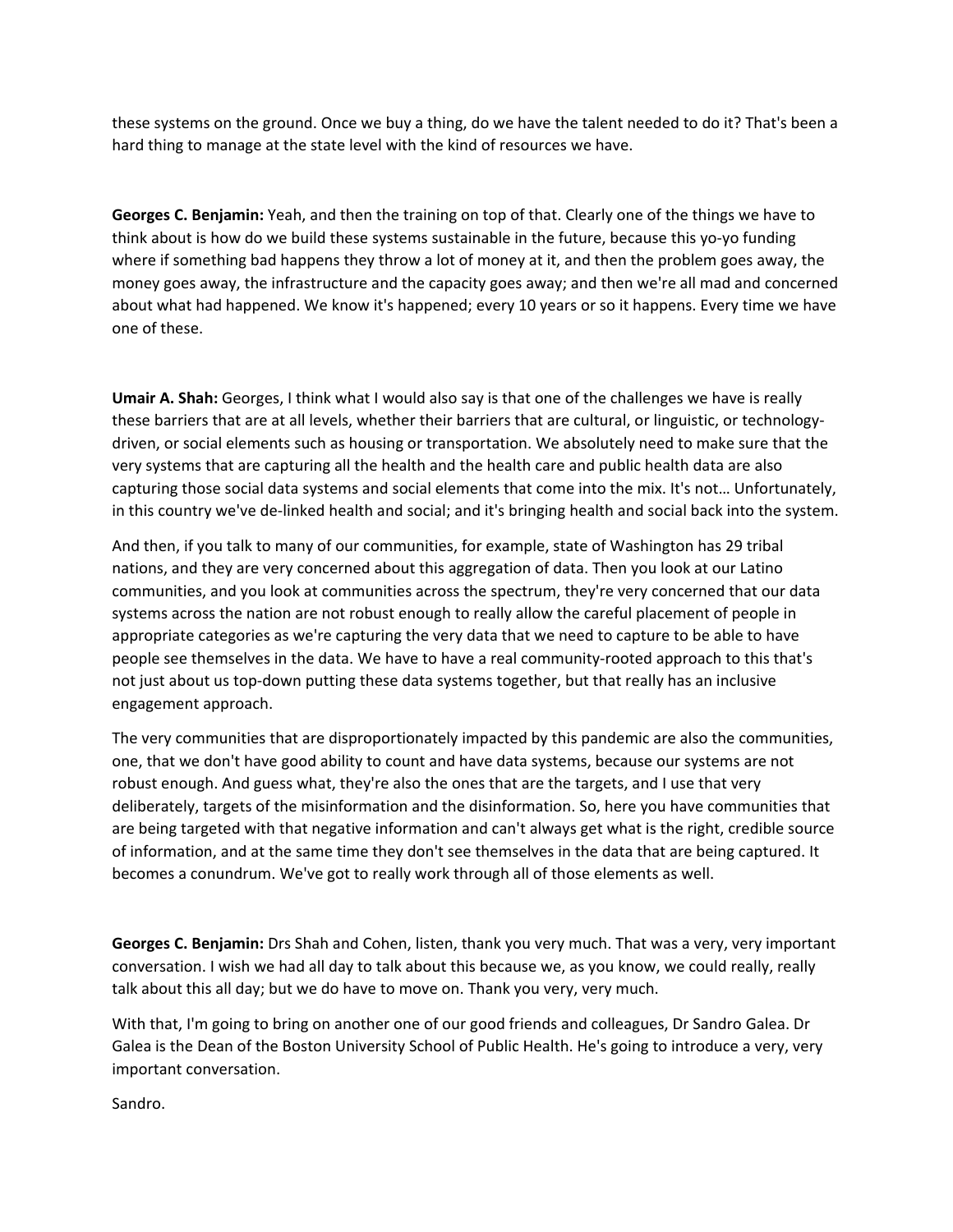these systems on the ground. Once we buy a thing, do we have the talent needed to do it? That's been a hard thing to manage at the state level with the kind of resources we have.

**Georges C. Benjamin:** Yeah, and then the training on top of that. Clearly one of the things we have to think about is how do we build these systems sustainable in the future, because this yo-yo funding where if something bad happens they throw a lot of money at it, and then the problem goes away, the money goes away, the infrastructure and the capacity goes away; and then we're all mad and concerned about what had happened. We know it's happened; every 10 years or so it happens. Every time we have one of these.

**Umair A. Shah:** Georges, I think what I would also say is that one of the challenges we have is really these barriers that are at all levels, whether their barriers that are cultural, or linguistic, or technology-driven, or social elements such as housing or transportation. We absolutely need to make sure that the very systems that are capturing all the health and the health care and public health data are also capturing those social data systems and social elements that come into the mix. It's not… Unfortunately, in this country we've de-linked health and social; and it's bringing health and social back into the system.

And then, if you talk to many of our communities, for example, state of Washington has 29 tribal nations, and they are very concerned about this aggregation of data. Then you look at our Latino communities, and you look at communities across the spectrum, they're very concerned that our data systems across the nation are not robust enough to really allow the careful placement of people in appropriate categories as we're capturing the very data that we need to capture to be able to have people see themselves in the data. We have to have a real community-rooted approach to this that's not just about us top-down putting these data systems together, but that really has an inclusive engagement approach.

The very communities that are disproportionately impacted by this pandemic are also the communities, one, that we don't have good ability to count and have data systems, because our systems are not robust enough. And guess what, they're also the ones that are the targets, and I use that very deliberately, targets of the misinformation and the disinformation. So, here you have communities that are being targeted with that negative information and can't always get what is the right, credible source of information, and at the same time they don't see themselves in the data that are being captured. It becomes a conundrum. We've got to really work through all of those elements as well.

**Georges C. Benjamin:** Drs Shah and Cohen, listen, thank you very much. That was a very, very important conversation. I wish we had all day to talk about this because we, as you know, we could really, really talk about this all day; but we do have to move on. Thank you very, very much.

With that, I'm going to bring on another one of our good friends and colleagues, Dr Sandro Galea. Dr Galea is the Dean of the Boston University School of Public Health. He's going to introduce a very, very important conversation.

Sandro.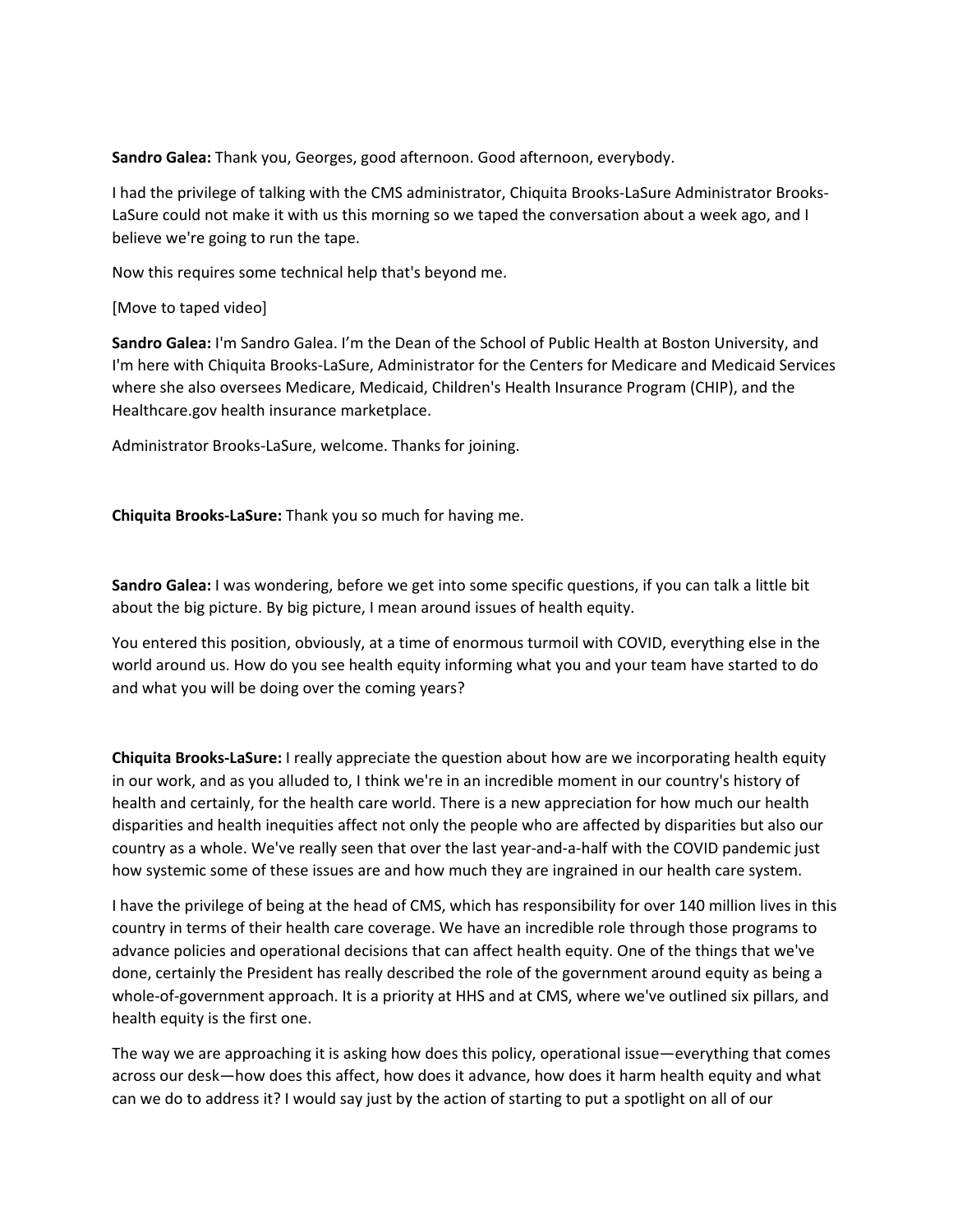**Sandro Galea:** Thank you, Georges, good afternoon. Good afternoon, everybody.

I had the privilege of talking with the CMS administrator, Chiquita Brooks-LaSure Administrator Brooks-LaSure could not make it with us this morning so we taped the conversation about a week ago, and I believe we're going to run the tape.

Now this requires some technical help that's beyond me.

[Move to taped video]

**Sandro Galea:** I'm Sandro Galea. I'm the Dean of the School of Public Health at Boston University, and I'm here with Chiquita Brooks-LaSure, Administrator for the Centers for Medicare and Medicaid Services where she also oversees Medicare, Medicaid, Children's Health Insurance Program (CHIP), and the Healthcare.gov health insurance marketplace.

Administrator Brooks-LaSure, welcome. Thanks for joining.

**Chiquita Brooks-LaSure:** Thank you so much for having me.

**Sandro Galea:** I was wondering, before we get into some specific questions, if you can talk a little bit about the big picture. By big picture, I mean around issues of health equity.

You entered this position, obviously, at a time of enormous turmoil with COVID, everything else in the world around us. How do you see health equity informing what you and your team have started to do and what you will be doing over the coming years?

**Chiquita Brooks-LaSure:** I really appreciate the question about how are we incorporating health equity in our work, and as you alluded to, I think we're in an incredible moment in our country's history of health and certainly, for the health care world. There is a new appreciation for how much our health disparities and health inequities affect not only the people who are affected by disparities but also our country as a whole. We've really seen that over the last year-and-a-half with the COVID pandemic just how systemic some of these issues are and how much they are ingrained in our health care system.

I have the privilege of being at the head of CMS, which has responsibility for over 140 million lives in this country in terms of their health care coverage. We have an incredible role through those programs to advance policies and operational decisions that can affect health equity. One of the things that we've done, certainly the President has really described the role of the government around equity as being a whole-of-government approach. It is a priority at HHS and at CMS, where we've outlined six pillars, and health equity is the first one.

The way we are approaching it is asking how does this policy, operational issue—everything that comes across our desk—how does this affect, how does it advance, how does it harm health equity and what can we do to address it? I would say just by the action of starting to put a spotlight on all of our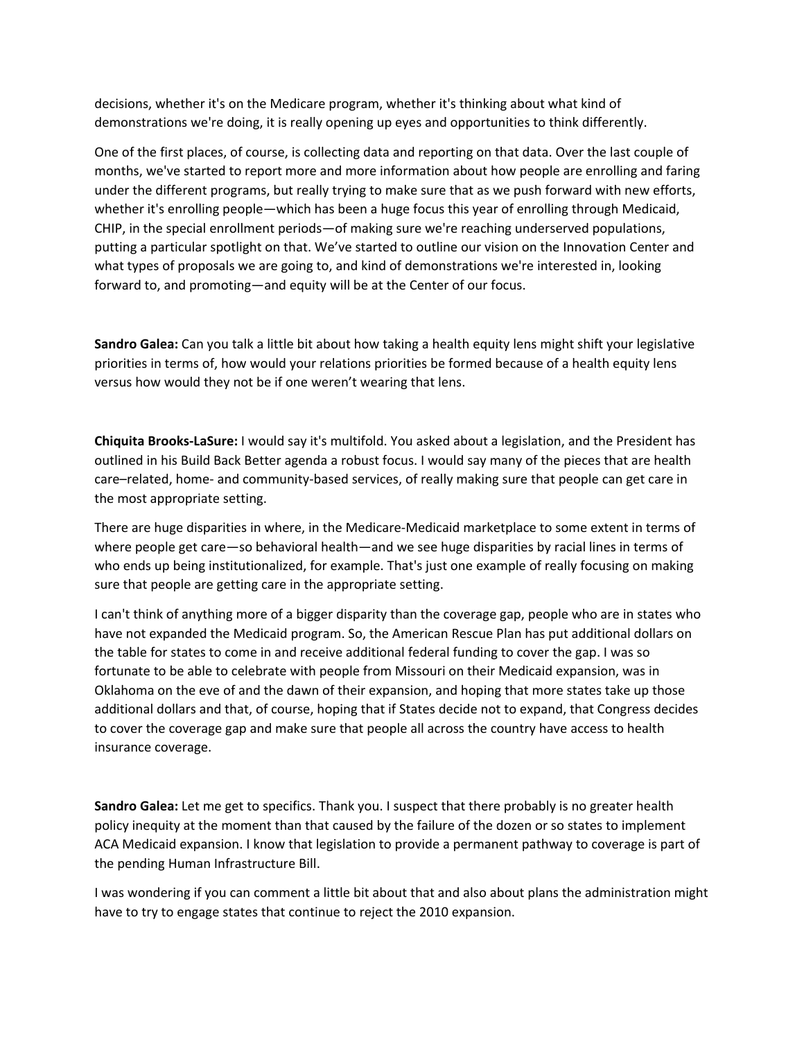decisions, whether it's on the Medicare program, whether it's thinking about what kind of demonstrations we're doing, it is really opening up eyes and opportunities to think differently.

One of the first places, of course, is collecting data and reporting on that data. Over the last couple of months, we've started to report more and more information about how people are enrolling and faring under the different programs, but really trying to make sure that as we push forward with new efforts, whether it's enrolling people—which has been a huge focus this year of enrolling through Medicaid, CHIP, in the special enrollment periods—of making sure we're reaching underserved populations, putting a particular spotlight on that. We've started to outline our vision on the Innovation Center and what types of proposals we are going to, and kind of demonstrations we're interested in, looking forward to, and promoting—and equity will be at the Center of our focus.

**Sandro Galea:** Can you talk a little bit about how taking a health equity lens might shift your legislative priorities in terms of, how would your relations priorities be formed because of a health equity lens versus how would they not be if one weren't wearing that lens.

**Chiquita Brooks-LaSure:** I would say it's multifold. You asked about a legislation, and the President has outlined in his Build Back Better agenda a robust focus. I would say many of the pieces that are health care–related, home- and community-based services, of really making sure that people can get care in the most appropriate setting.

There are huge disparities in where, in the Medicare-Medicaid marketplace to some extent in terms of where people get care—so behavioral health—and we see huge disparities by racial lines in terms of who ends up being institutionalized, for example. That's just one example of really focusing on making sure that people are getting care in the appropriate setting.

I can't think of anything more of a bigger disparity than the coverage gap, people who are in states who have not expanded the Medicaid program. So, the American Rescue Plan has put additional dollars on the table for states to come in and receive additional federal funding to cover the gap. I was so fortunate to be able to celebrate with people from Missouri on their Medicaid expansion, was in Oklahoma on the eve of and the dawn of their expansion, and hoping that more states take up those additional dollars and that, of course, hoping that if States decide not to expand, that Congress decides to cover the coverage gap and make sure that people all across the country have access to health insurance coverage.

**Sandro Galea:** Let me get to specifics. Thank you. I suspect that there probably is no greater health policy inequity at the moment than that caused by the failure of the dozen or so states to implement ACA Medicaid expansion. I know that legislation to provide a permanent pathway to coverage is part of the pending Human Infrastructure Bill.

I was wondering if you can comment a little bit about that and also about plans the administration might have to try to engage states that continue to reject the 2010 expansion.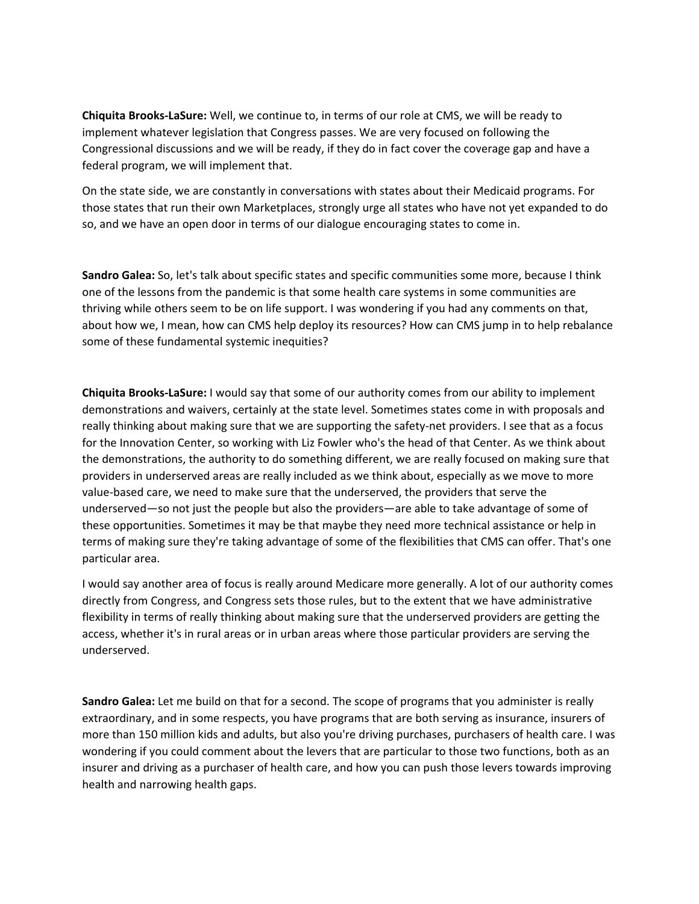**Chiquita Brooks-LaSure:** Well, we continue to, in terms of our role at CMS, we will be ready to implement whatever legislation that Congress passes. We are very focused on following the Congressional discussions and we will be ready, if they do in fact cover the coverage gap and have a federal program, we will implement that.

On the state side, we are constantly in conversations with states about their Medicaid programs. For those states that run their own Marketplaces, strongly urge all states who have not yet expanded to do so, and we have an open door in terms of our dialogue encouraging states to come in.

**Sandro Galea:** So, let's talk about specific states and specific communities some more, because I think one of the lessons from the pandemic is that some health care systems in some communities are thriving while others seem to be on life support. I was wondering if you had any comments on that, about how we, I mean, how can CMS help deploy its resources? How can CMS jump in to help rebalance some of these fundamental systemic inequities?

**Chiquita Brooks-LaSure:** I would say that some of our authority comes from our ability to implement demonstrations and waivers, certainly at the state level. Sometimes states come in with proposals and really thinking about making sure that we are supporting the safety-net providers. I see that as a focus for the Innovation Center, so working with Liz Fowler who's the head of that Center. As we think about the demonstrations, the authority to do something different, we are really focused on making sure that providers in underserved areas are really included as we think about, especially as we move to more value-based care, we need to make sure that the underserved, the providers that serve the underserved—so not just the people but also the providers—are able to take advantage of some of these opportunities. Sometimes it may be that maybe they need more technical assistance or help in terms of making sure they're taking advantage of some of the flexibilities that CMS can offer. That's one particular area.

I would say another area of focus is really around Medicare more generally. A lot of our authority comes directly from Congress, and Congress sets those rules, but to the extent that we have administrative flexibility in terms of really thinking about making sure that the underserved providers are getting the access, whether it's in rural areas or in urban areas where those particular providers are serving the underserved.

**Sandro Galea:** Let me build on that for a second. The scope of programs that you administer is really extraordinary, and in some respects, you have programs that are both serving as insurance, insurers of more than 150 million kids and adults, but also you're driving purchases, purchasers of health care. I was wondering if you could comment about the levers that are particular to those two functions, both as an insurer and driving as a purchaser of health care, and how you can push those levers towards improving health and narrowing health gaps.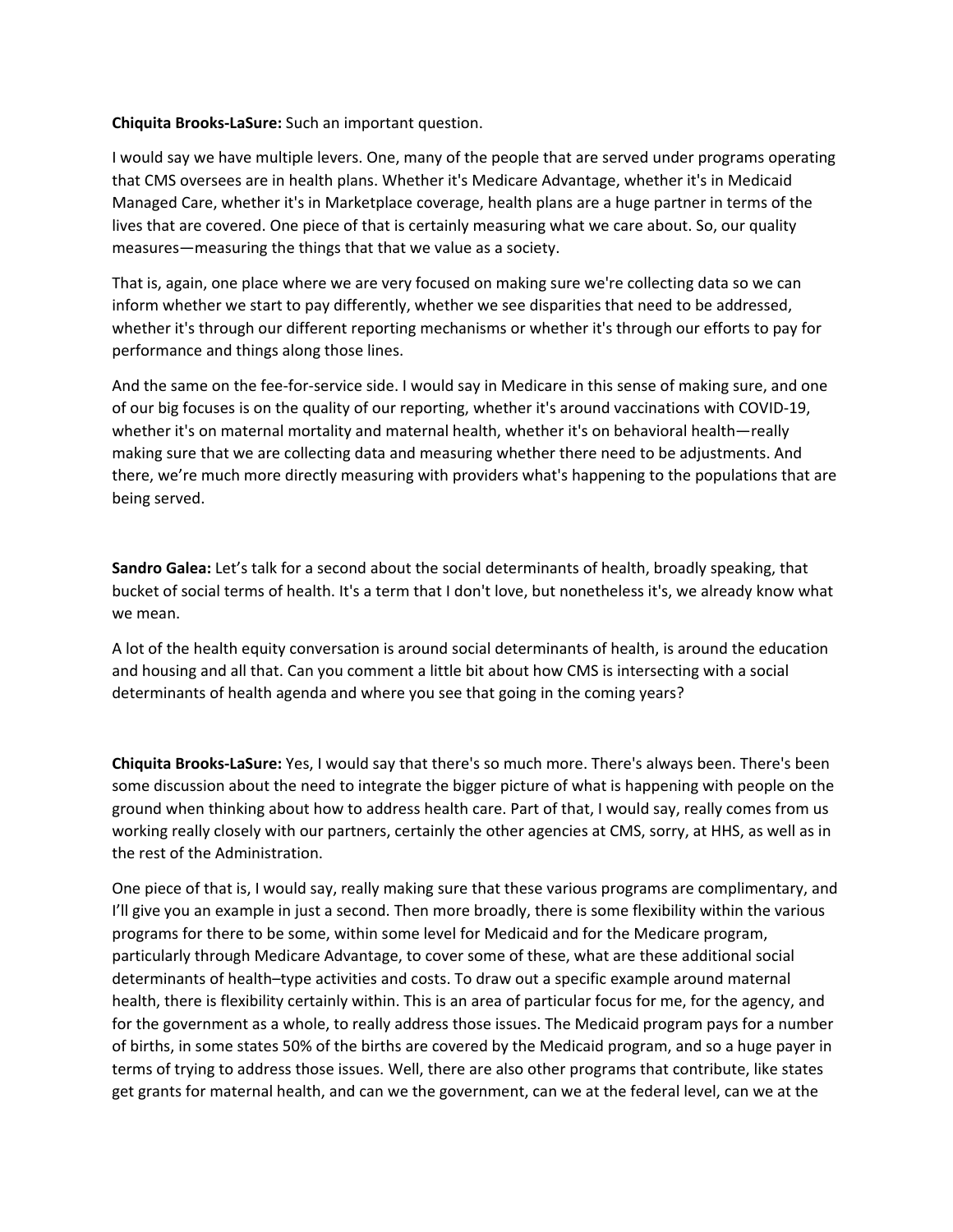**Chiquita Brooks-LaSure:** Such an important question.

I would say we have multiple levers. One, many of the people that are served under programs operating that CMS oversees are in health plans. Whether it's Medicare Advantage, whether it's in Medicaid Managed Care, whether it's in Marketplace coverage, health plans are a huge partner in terms of the lives that are covered. One piece of that is certainly measuring what we care about. So, our quality measures—measuring the things that that we value as a society.

That is, again, one place where we are very focused on making sure we're collecting data so we can inform whether we start to pay differently, whether we see disparities that need to be addressed, whether it's through our different reporting mechanisms or whether it's through our efforts to pay for performance and things along those lines.

And the same on the fee-for-service side. I would say in Medicare in this sense of making sure, and one of our big focuses is on the quality of our reporting, whether it's around vaccinations with COVID-19, whether it's on maternal mortality and maternal health, whether it's on behavioral health—really making sure that we are collecting data and measuring whether there need to be adjustments. And there, we're much more directly measuring with providers what's happening to the populations that are being served.

**Sandro Galea:** Let's talk for a second about the social determinants of health, broadly speaking, that bucket of social terms of health. It's a term that I don't love, but nonetheless it's, we already know what we mean.

A lot of the health equity conversation is around social determinants of health, is around the education and housing and all that. Can you comment a little bit about how CMS is intersecting with a social determinants of health agenda and where you see that going in the coming years?

**Chiquita Brooks-LaSure:** Yes, I would say that there's so much more. There's always been. There's been some discussion about the need to integrate the bigger picture of what is happening with people on the ground when thinking about how to address health care. Part of that, I would say, really comes from us working really closely with our partners, certainly the other agencies at CMS, sorry, at HHS, as well as in the rest of the Administration.

One piece of that is, I would say, really making sure that these various programs are complimentary, and I'll give you an example in just a second. Then more broadly, there is some flexibility within the various programs for there to be some, within some level for Medicaid and for the Medicare program, particularly through Medicare Advantage, to cover some of these, what are these additional social determinants of health–type activities and costs. To draw out a specific example around maternal health, there is flexibility certainly within. This is an area of particular focus for me, for the agency, and for the government as a whole, to really address those issues. The Medicaid program pays for a number of births, in some states 50% of the births are covered by the Medicaid program, and so a huge payer in terms of trying to address those issues. Well, there are also other programs that contribute, like states get grants for maternal health, and can we the government, can we at the federal level, can we at the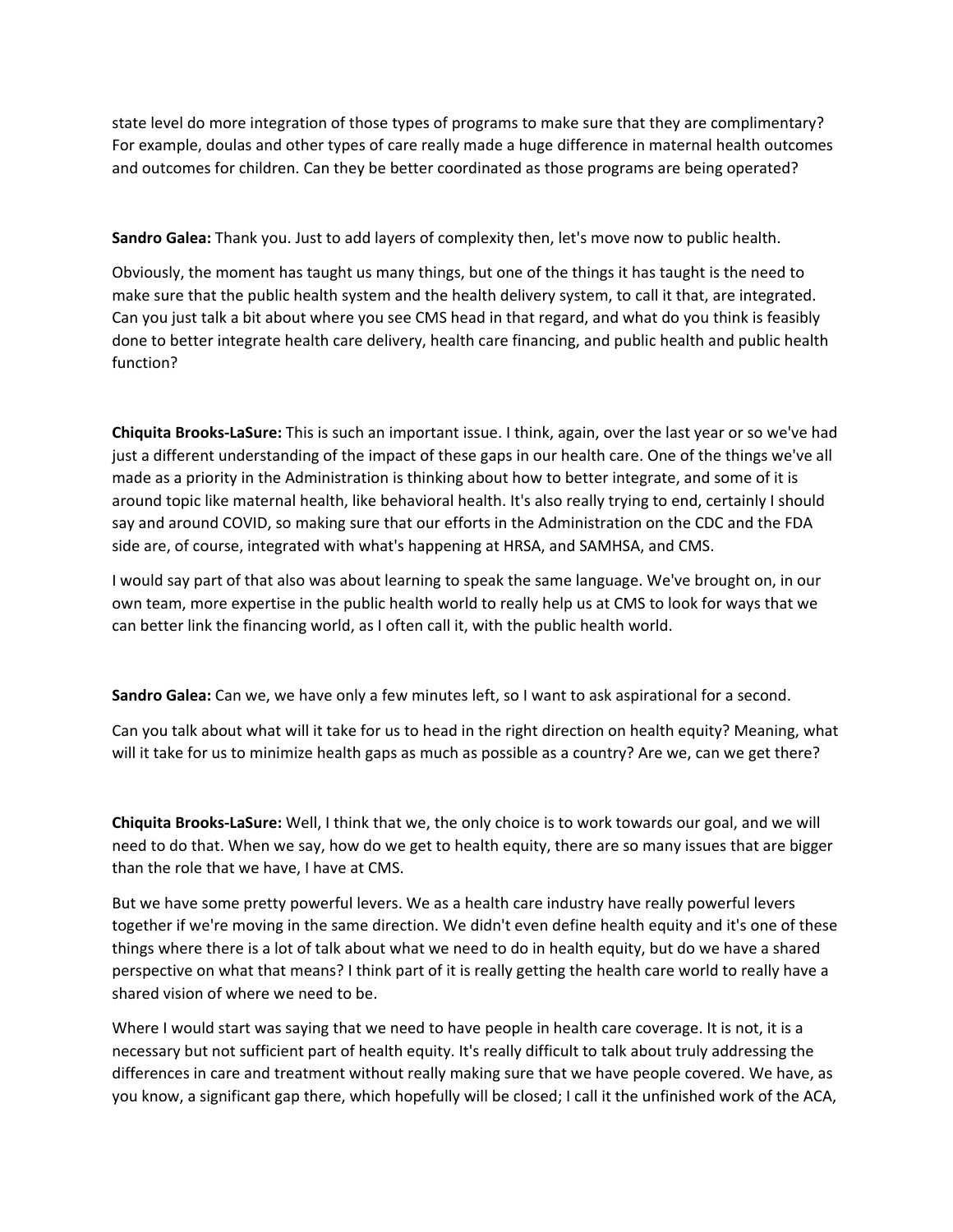state level do more integration of those types of programs to make sure that they are complimentary? For example, doulas and other types of care really made a huge difference in maternal health outcomes and outcomes for children. Can they be better coordinated as those programs are being operated?

**Sandro Galea:** Thank you. Just to add layers of complexity then, let's move now to public health.

Obviously, the moment has taught us many things, but one of the things it has taught is the need to make sure that the public health system and the health delivery system, to call it that, are integrated. Can you just talk a bit about where you see CMS head in that regard, and what do you think is feasibly done to better integrate health care delivery, health care financing, and public health and public health function?

**Chiquita Brooks-LaSure:** This is such an important issue. I think, again, over the last year or so we've had just a different understanding of the impact of these gaps in our health care. One of the things we've all made as a priority in the Administration is thinking about how to better integrate, and some of it is around topic like maternal health, like behavioral health. It's also really trying to end, certainly I should say and around COVID, so making sure that our efforts in the Administration on the CDC and the FDA side are, of course, integrated with what's happening at HRSA, and SAMHSA, and CMS.

I would say part of that also was about learning to speak the same language. We've brought on, in our own team, more expertise in the public health world to really help us at CMS to look for ways that we can better link the financing world, as I often call it, with the public health world.

**Sandro Galea:** Can we, we have only a few minutes left, so I want to ask aspirational for a second.

Can you talk about what will it take for us to head in the right direction on health equity? Meaning, what will it take for us to minimize health gaps as much as possible as a country? Are we, can we get there?

**Chiquita Brooks-LaSure:** Well, I think that we, the only choice is to work towards our goal, and we will need to do that. When we say, how do we get to health equity, there are so many issues that are bigger than the role that we have, I have at CMS.

But we have some pretty powerful levers. We as a health care industry have really powerful levers together if we're moving in the same direction. We didn't even define health equity and it's one of these things where there is a lot of talk about what we need to do in health equity, but do we have a shared perspective on what that means? I think part of it is really getting the health care world to really have a shared vision of where we need to be.

Where I would start was saying that we need to have people in health care coverage. It is not, it is a necessary but not sufficient part of health equity. It's really difficult to talk about truly addressing the differences in care and treatment without really making sure that we have people covered. We have, as you know, a significant gap there, which hopefully will be closed; I call it the unfinished work of the ACA,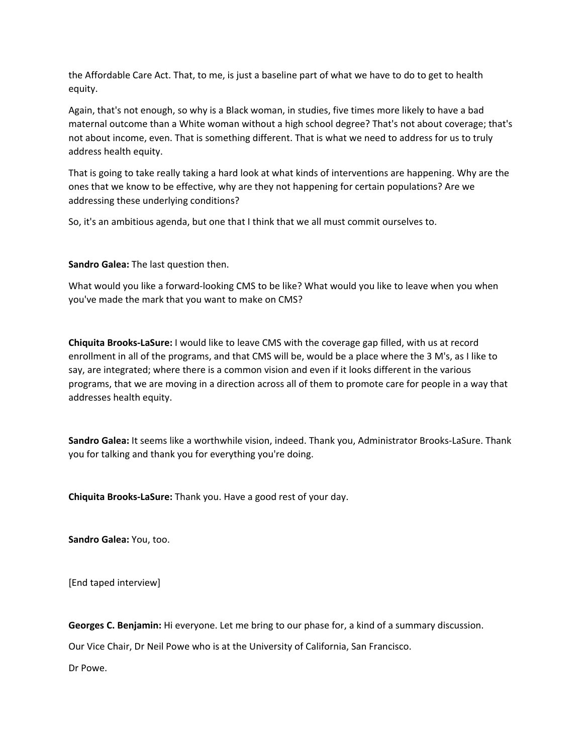the Affordable Care Act. That, to me, is just a baseline part of what we have to do to get to health equity.

Again, that's not enough, so why is a Black woman, in studies, five times more likely to have a bad maternal outcome than a White woman without a high school degree? That's not about coverage; that's not about income, even. That is something different. That is what we need to address for us to truly address health equity.

That is going to take really taking a hard look at what kinds of interventions are happening. Why are the ones that we know to be effective, why are they not happening for certain populations? Are we addressing these underlying conditions?

So, it's an ambitious agenda, but one that I think that we all must commit ourselves to.

**Sandro Galea:** The last question then.

What would you like a forward-looking CMS to be like? What would you like to leave when you when you've made the mark that you want to make on CMS?

**Chiquita Brooks-LaSure:** I would like to leave CMS with the coverage gap filled, with us at record enrollment in all of the programs, and that CMS will be, would be a place where the 3 M's, as I like to say, are integrated; where there is a common vision and even if it looks different in the various programs, that we are moving in a direction across all of them to promote care for people in a way that addresses health equity.

**Sandro Galea:** It seems like a worthwhile vision, indeed. Thank you, Administrator Brooks-LaSure. Thank you for talking and thank you for everything you're doing.

**Chiquita Brooks-LaSure:** Thank you. Have a good rest of your day.

**Sandro Galea:** You, too.

[End taped interview]

**Georges C. Benjamin:** Hi everyone. Let me bring to our phase for, a kind of a summary discussion.

Our Vice Chair, Dr Neil Powe who is at the University of California, San Francisco.

Dr Powe.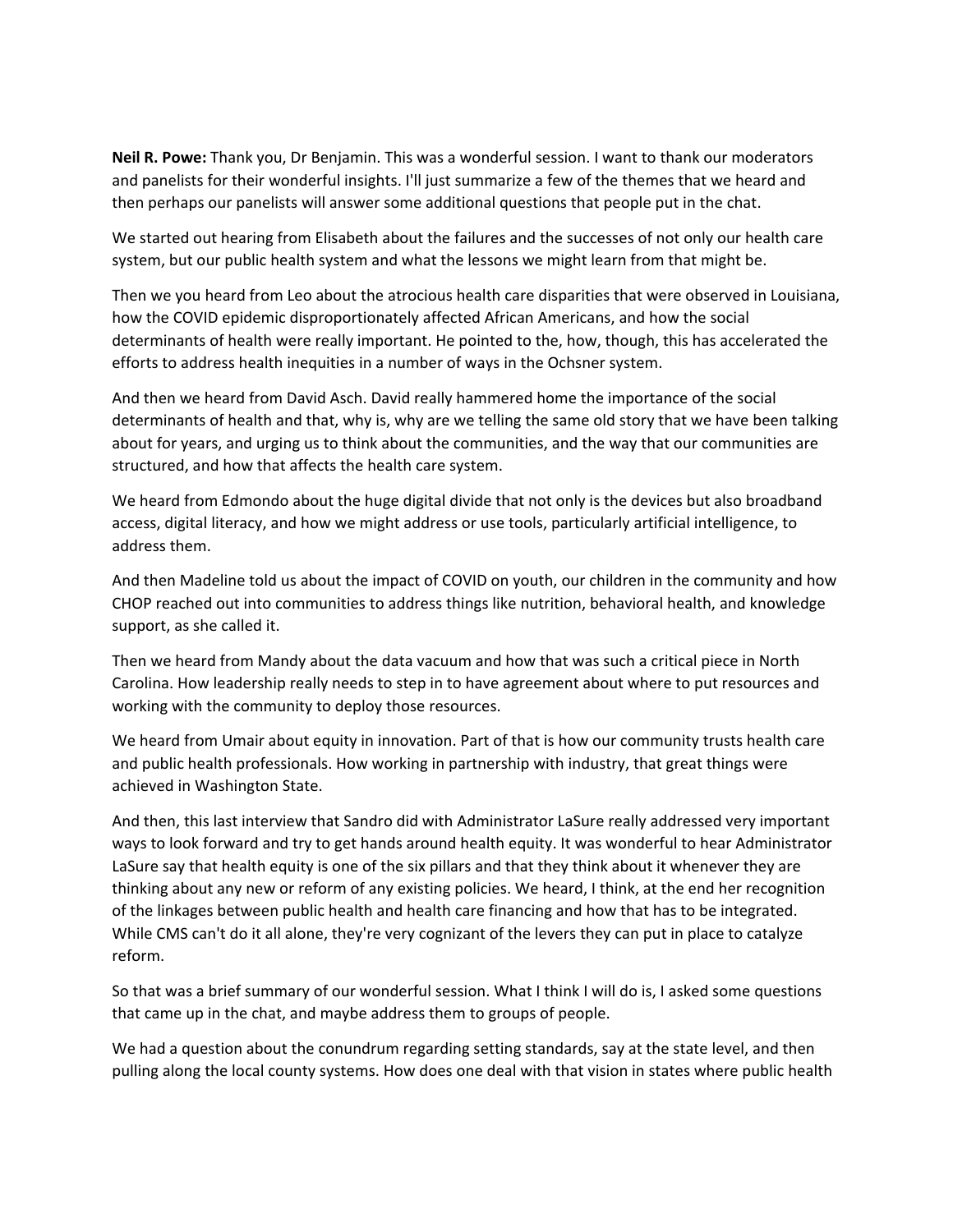**Neil R. Powe:** Thank you, Dr Benjamin. This was a wonderful session. I want to thank our moderators and panelists for their wonderful insights. I'll just summarize a few of the themes that we heard and then perhaps our panelists will answer some additional questions that people put in the chat.

We started out hearing from Elisabeth about the failures and the successes of not only our health care system, but our public health system and what the lessons we might learn from that might be.

Then we you heard from Leo about the atrocious health care disparities that were observed in Louisiana, how the COVID epidemic disproportionately affected African Americans, and how the social determinants of health were really important. He pointed to the, how, though, this has accelerated the efforts to address health inequities in a number of ways in the Ochsner system.

And then we heard from David Asch. David really hammered home the importance of the social determinants of health and that, why is, why are we telling the same old story that we have been talking about for years, and urging us to think about the communities, and the way that our communities are structured, and how that affects the health care system.

We heard from Edmondo about the huge digital divide that not only is the devices but also broadband access, digital literacy, and how we might address or use tools, particularly artificial intelligence, to address them.

And then Madeline told us about the impact of COVID on youth, our children in the community and how CHOP reached out into communities to address things like nutrition, behavioral health, and knowledge support, as she called it.

Then we heard from Mandy about the data vacuum and how that was such a critical piece in North Carolina. How leadership really needs to step in to have agreement about where to put resources and working with the community to deploy those resources.

We heard from Umair about equity in innovation. Part of that is how our community trusts health care and public health professionals. How working in partnership with industry, that great things were achieved in Washington State.

And then, this last interview that Sandro did with Administrator LaSure really addressed very important ways to look forward and try to get hands around health equity. It was wonderful to hear Administrator LaSure say that health equity is one of the six pillars and that they think about it whenever they are thinking about any new or reform of any existing policies. We heard, I think, at the end her recognition of the linkages between public health and health care financing and how that has to be integrated. While CMS can't do it all alone, they're very cognizant of the levers they can put in place to catalyze reform.

So that was a brief summary of our wonderful session. What I think I will do is, I asked some questions that came up in the chat, and maybe address them to groups of people.

We had a question about the conundrum regarding setting standards, say at the state level, and then pulling along the local county systems. How does one deal with that vision in states where public health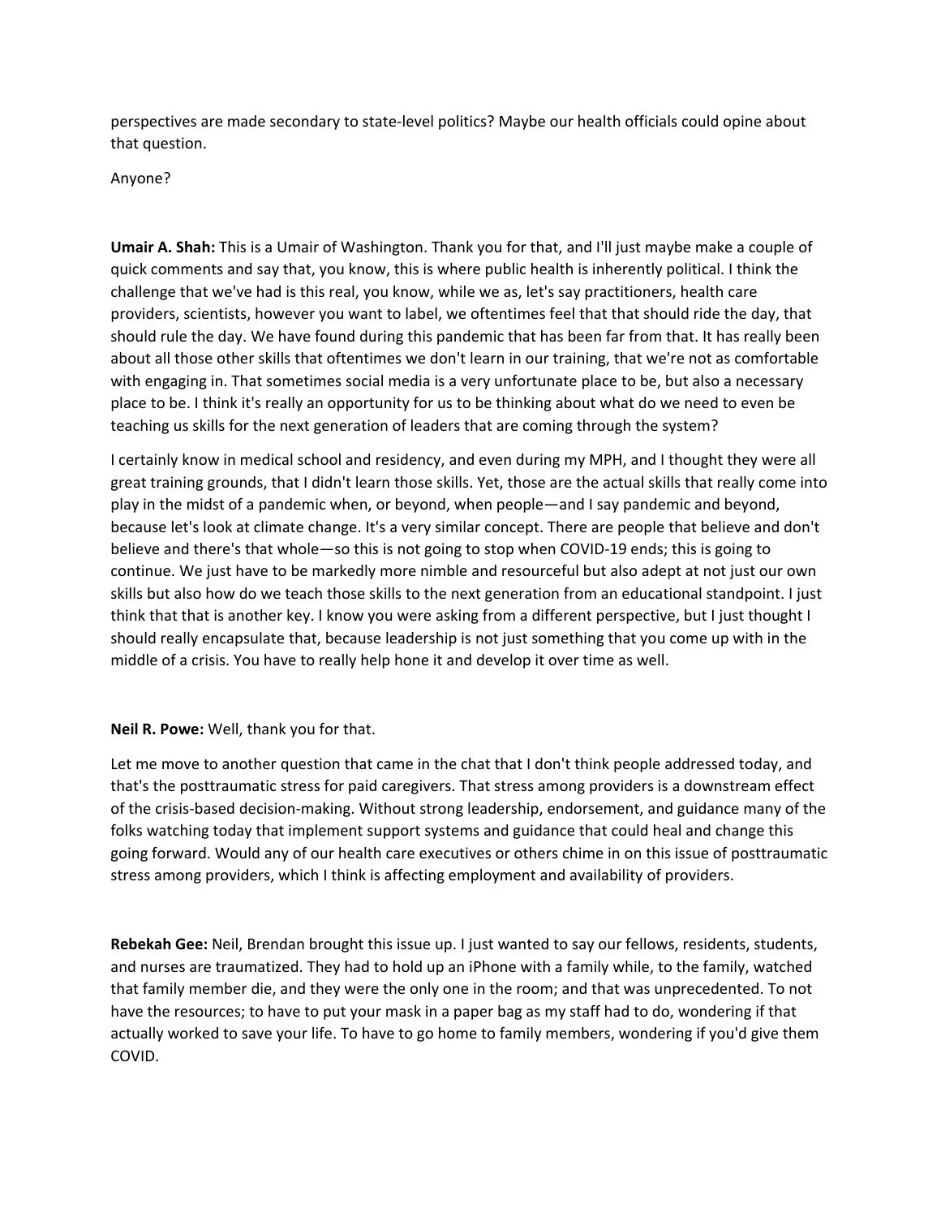perspectives are made secondary to state-level politics? Maybe our health officials could opine about that question.

Anyone?

**Umair A. Shah:** This is a Umair of Washington. Thank you for that, and I'll just maybe make a couple of quick comments and say that, you know, this is where public health is inherently political. I think the challenge that we've had is this real, you know, while we as, let's say practitioners, health care providers, scientists, however you want to label, we oftentimes feel that that should ride the day, that should rule the day. We have found during this pandemic that has been far from that. It has really been about all those other skills that oftentimes we don't learn in our training, that we're not as comfortable with engaging in. That sometimes social media is a very unfortunate place to be, but also a necessary place to be. I think it's really an opportunity for us to be thinking about what do we need to even be teaching us skills for the next generation of leaders that are coming through the system?

I certainly know in medical school and residency, and even during my MPH, and I thought they were all great training grounds, that I didn't learn those skills. Yet, those are the actual skills that really come into play in the midst of a pandemic when, or beyond, when people—and I say pandemic and beyond, because let's look at climate change. It's a very similar concept. There are people that believe and don't believe and there's that whole—so this is not going to stop when COVID-19 ends; this is going to continue. We just have to be markedly more nimble and resourceful but also adept at not just our own skills but also how do we teach those skills to the next generation from an educational standpoint. I just think that that is another key. I know you were asking from a different perspective, but I just thought I should really encapsulate that, because leadership is not just something that you come up with in the middle of a crisis. You have to really help hone it and develop it over time as well.

**Neil R. Powe:** Well, thank you for that.

Let me move to another question that came in the chat that I don't think people addressed today, and that's the posttraumatic stress for paid caregivers. That stress among providers is a downstream effect of the crisis-based decision-making. Without strong leadership, endorsement, and guidance many of the folks watching today that implement support systems and guidance that could heal and change this going forward. Would any of our health care executives or others chime in on this issue of posttraumatic stress among providers, which I think is affecting employment and availability of providers.

**Rebekah Gee:** Neil, Brendan brought this issue up. I just wanted to say our fellows, residents, students, and nurses are traumatized. They had to hold up an iPhone with a family while, to the family, watched that family member die, and they were the only one in the room; and that was unprecedented. To not have the resources; to have to put your mask in a paper bag as my staff had to do, wondering if that actually worked to save your life. To have to go home to family members, wondering if you'd give them COVID.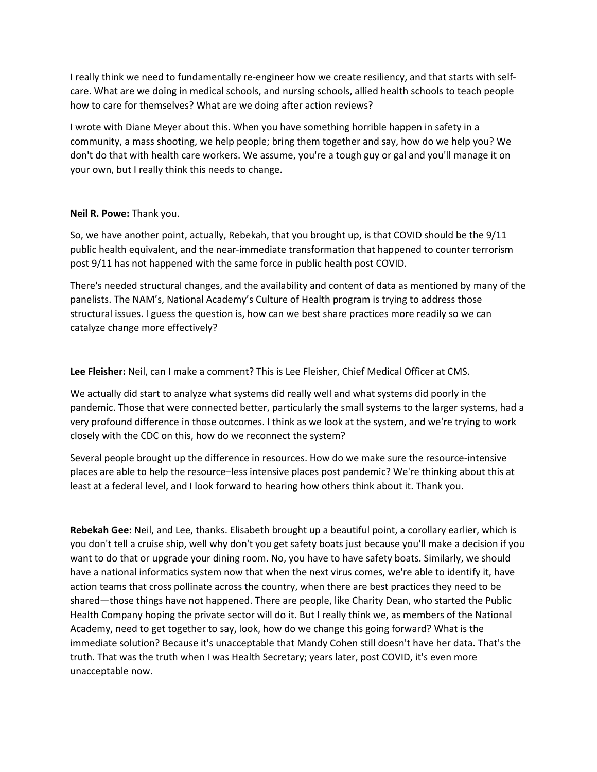I really think we need to fundamentally re-engineer how we create resiliency, and that starts with self-care. What are we doing in medical schools, and nursing schools, allied health schools to teach people how to care for themselves? What are we doing after action reviews?

I wrote with Diane Meyer about this. When you have something horrible happen in safety in a community, a mass shooting, we help people; bring them together and say, how do we help you? We don't do that with health care workers. We assume, you're a tough guy or gal and you'll manage it on your own, but I really think this needs to change.

**Neil R. Powe:** Thank you.

So, we have another point, actually, Rebekah, that you brought up, is that COVID should be the 9/11 public health equivalent, and the near-immediate transformation that happened to counter terrorism post 9/11 has not happened with the same force in public health post COVID.

There's needed structural changes, and the availability and content of data as mentioned by many of the panelists. The NAM's, National Academy's Culture of Health program is trying to address those structural issues. I guess the question is, how can we best share practices more readily so we can catalyze change more effectively?

**Lee Fleisher:** Neil, can I make a comment? This is Lee Fleisher, Chief Medical Officer at CMS.

We actually did start to analyze what systems did really well and what systems did poorly in the pandemic. Those that were connected better, particularly the small systems to the larger systems, had a very profound difference in those outcomes. I think as we look at the system, and we're trying to work closely with the CDC on this, how do we reconnect the system?

Several people brought up the difference in resources. How do we make sure the resource-intensive places are able to help the resource–less intensive places post pandemic? We're thinking about this at least at a federal level, and I look forward to hearing how others think about it. Thank you.

**Rebekah Gee:** Neil, and Lee, thanks. Elisabeth brought up a beautiful point, a corollary earlier, which is you don't tell a cruise ship, well why don't you get safety boats just because you'll make a decision if you want to do that or upgrade your dining room. No, you have to have safety boats. Similarly, we should have a national informatics system now that when the next virus comes, we're able to identify it, have action teams that cross pollinate across the country, when there are best practices they need to be shared—those things have not happened. There are people, like Charity Dean, who started the Public Health Company hoping the private sector will do it. But I really think we, as members of the National Academy, need to get together to say, look, how do we change this going forward? What is the immediate solution? Because it's unacceptable that Mandy Cohen still doesn't have her data. That's the truth. That was the truth when I was Health Secretary; years later, post COVID, it's even more unacceptable now.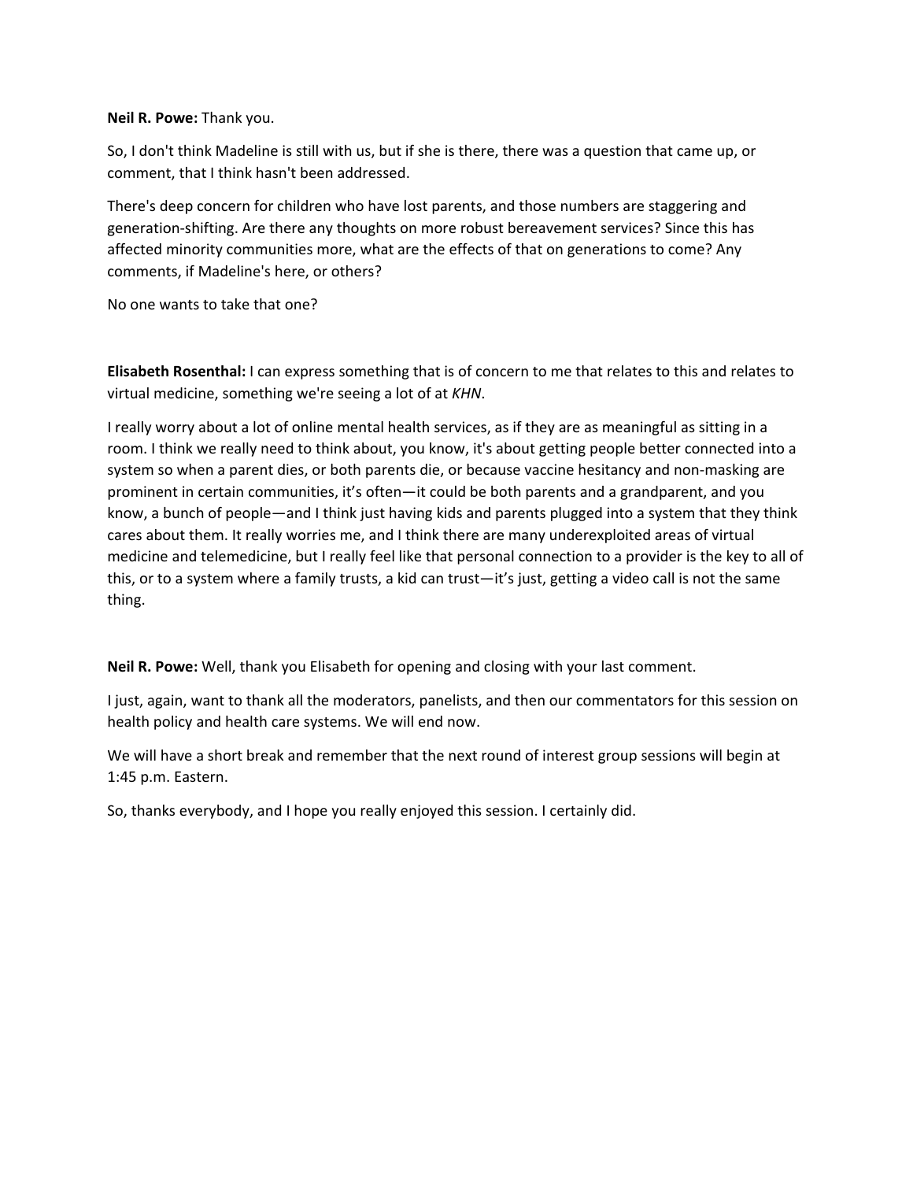**Neil R. Powe:** Thank you.

So, I don't think Madeline is still with us, but if she is there, there was a question that came up, or comment, that I think hasn't been addressed.

There's deep concern for children who have lost parents, and those numbers are staggering and generation-shifting. Are there any thoughts on more robust bereavement services? Since this has affected minority communities more, what are the effects of that on generations to come? Any comments, if Madeline's here, or others?

No one wants to take that one?

**Elisabeth Rosenthal:** I can express something that is of concern to me that relates to this and relates to virtual medicine, something we're seeing a lot of at *KHN*.

I really worry about a lot of online mental health services, as if they are as meaningful as sitting in a room. I think we really need to think about, you know, it's about getting people better connected into a system so when a parent dies, or both parents die, or because vaccine hesitancy and non-masking are prominent in certain communities, it's often—it could be both parents and a grandparent, and you know, a bunch of people—and I think just having kids and parents plugged into a system that they think cares about them. It really worries me, and I think there are many underexploited areas of virtual medicine and telemedicine, but I really feel like that personal connection to a provider is the key to all of this, or to a system where a family trusts, a kid can trust—it's just, getting a video call is not the same thing.

**Neil R. Powe:** Well, thank you Elisabeth for opening and closing with your last comment.

I just, again, want to thank all the moderators, panelists, and then our commentators for this session on health policy and health care systems. We will end now.

We will have a short break and remember that the next round of interest group sessions will begin at 1:45 p.m. Eastern.

So, thanks everybody, and I hope you really enjoyed this session. I certainly did.